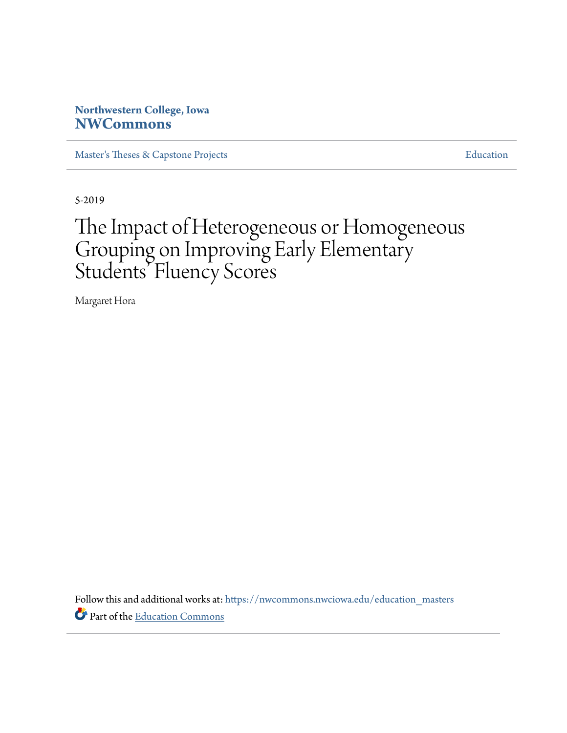Northwestern College, Iowa
**NWCommons**

Master's Theses & Capstone Projects | Education

5-2019

# The Impact of Heterogeneous or Homogeneous Grouping on Improving Early Elementary Students' Fluency Scores

Margaret Hora

Follow this and additional works at: https://nwcommons.nwciowa.edu/education_masters

Part of the Education Commons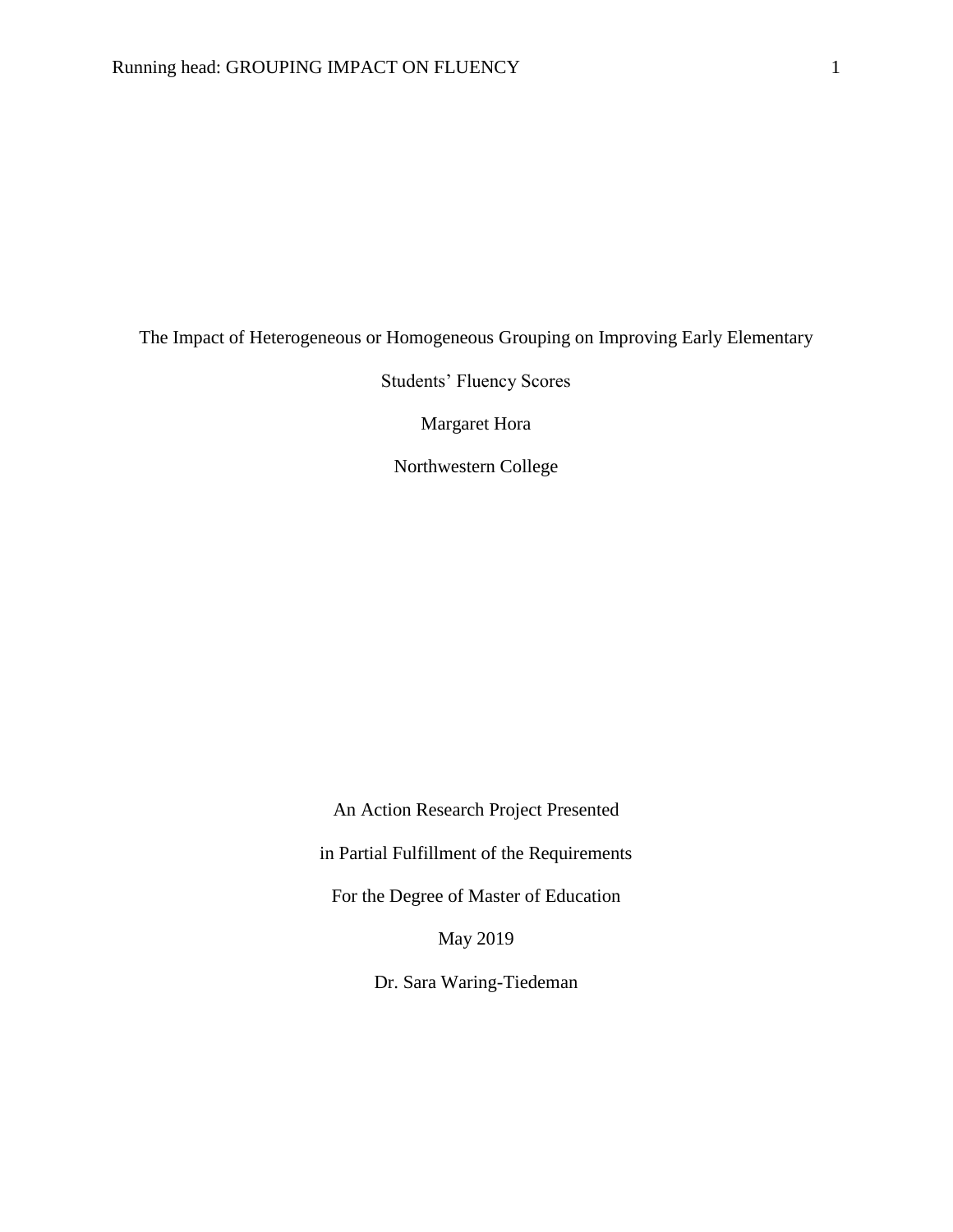The Impact of Heterogeneous or Homogeneous Grouping on Improving Early Elementary Students' Fluency Scores

Margaret Hora

Northwestern College

An Action Research Project Presented

in Partial Fulfillment of the Requirements

For the Degree of Master of Education

May 2019

Dr. Sara Waring-Tiedeman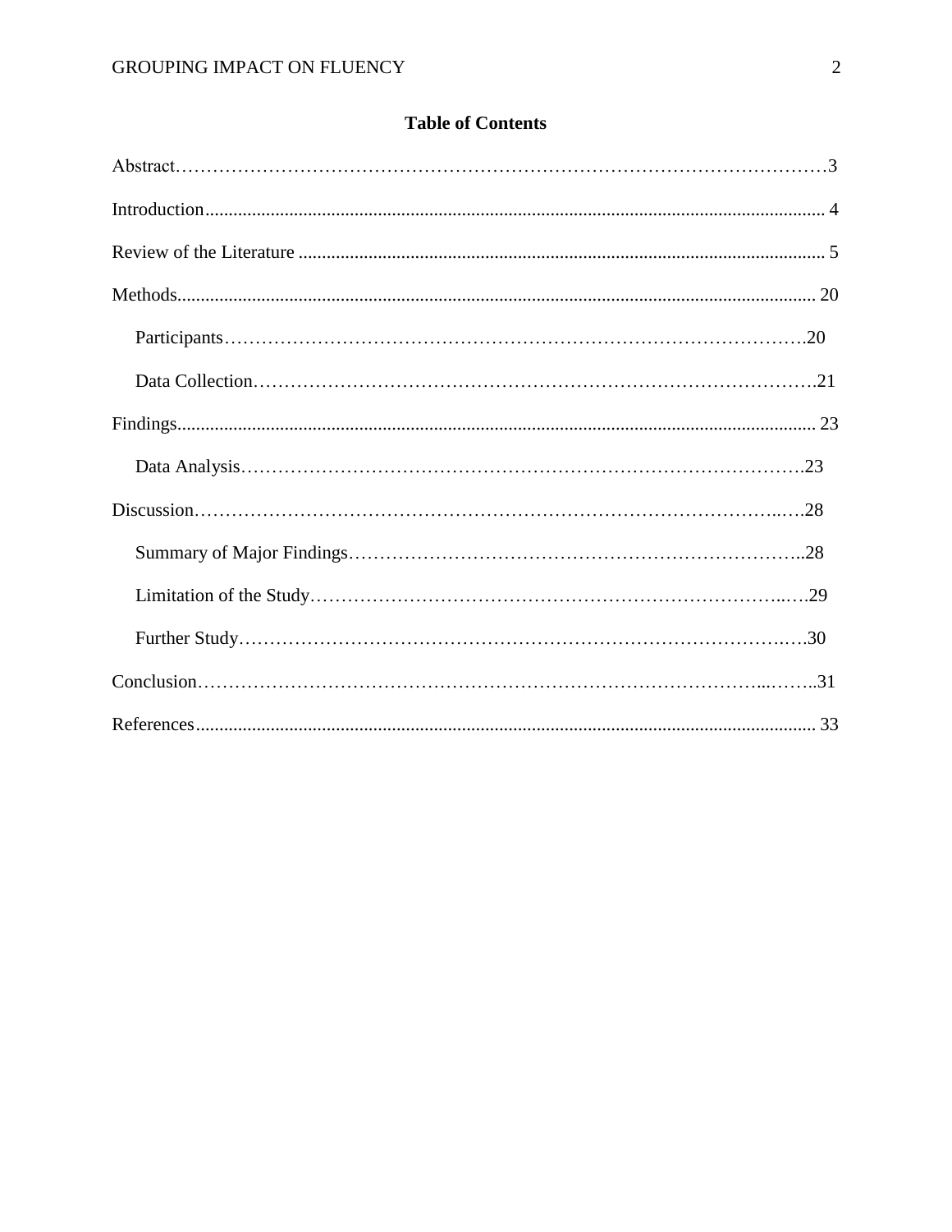**Table of Contents**

Abstract……………………………………………………………………………………………3

Introduction................................................................................................................................ 4

Review of the Literature ............................................................................................................ 5

Methods..................................................................................................................................... 20

  Participants……………………………………………………………………………….20

  Data Collection…………………………………………………………………………….21

Findings..................................................................................................................................... 23

  Data Analysis…………………………………………………………………………….23

Discussion…………………………………………………………………………………..….28

  Summary of Major Findings……………………………………………………………..28

  Limitation of the Study…………………………………………………………………..…29

  Further Study…………………………………………………………………………….…30

Conclusion……………………………………………………………………………...……..31

References.................................................................................................................................. 33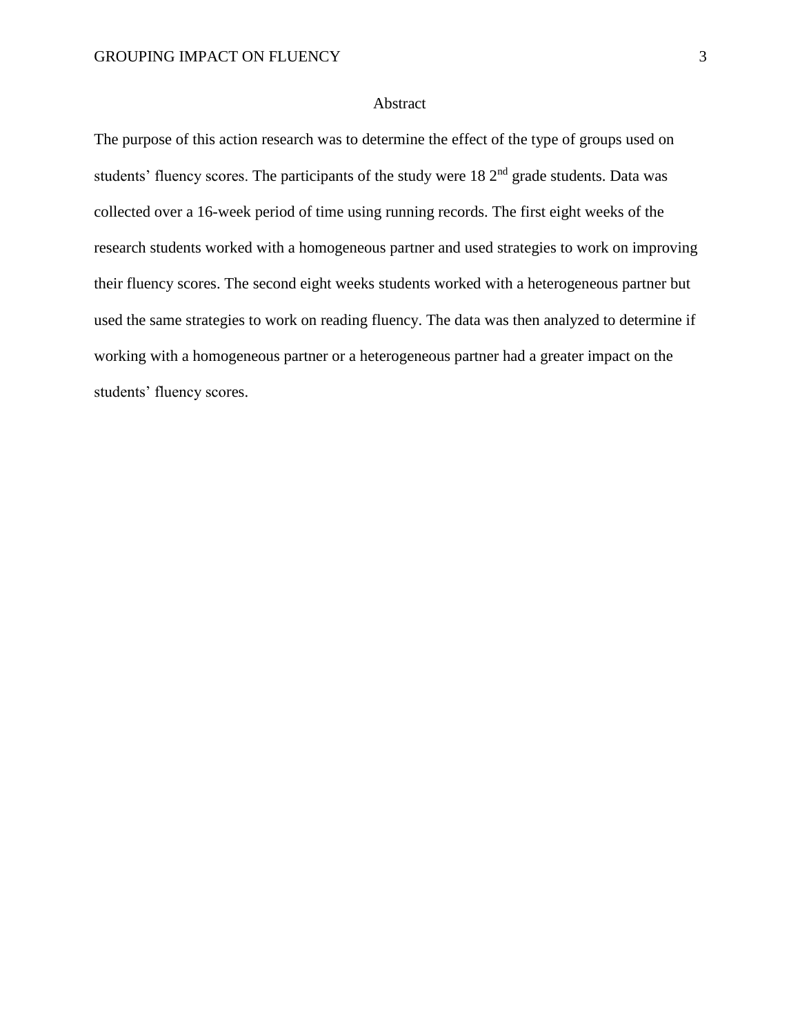# Abstract

The purpose of this action research was to determine the effect of the type of groups used on students' fluency scores. The participants of the study were 18 2nd grade students. Data was collected over a 16-week period of time using running records. The first eight weeks of the research students worked with a homogeneous partner and used strategies to work on improving their fluency scores. The second eight weeks students worked with a heterogeneous partner but used the same strategies to work on reading fluency. The data was then analyzed to determine if working with a homogeneous partner or a heterogeneous partner had a greater impact on the students' fluency scores.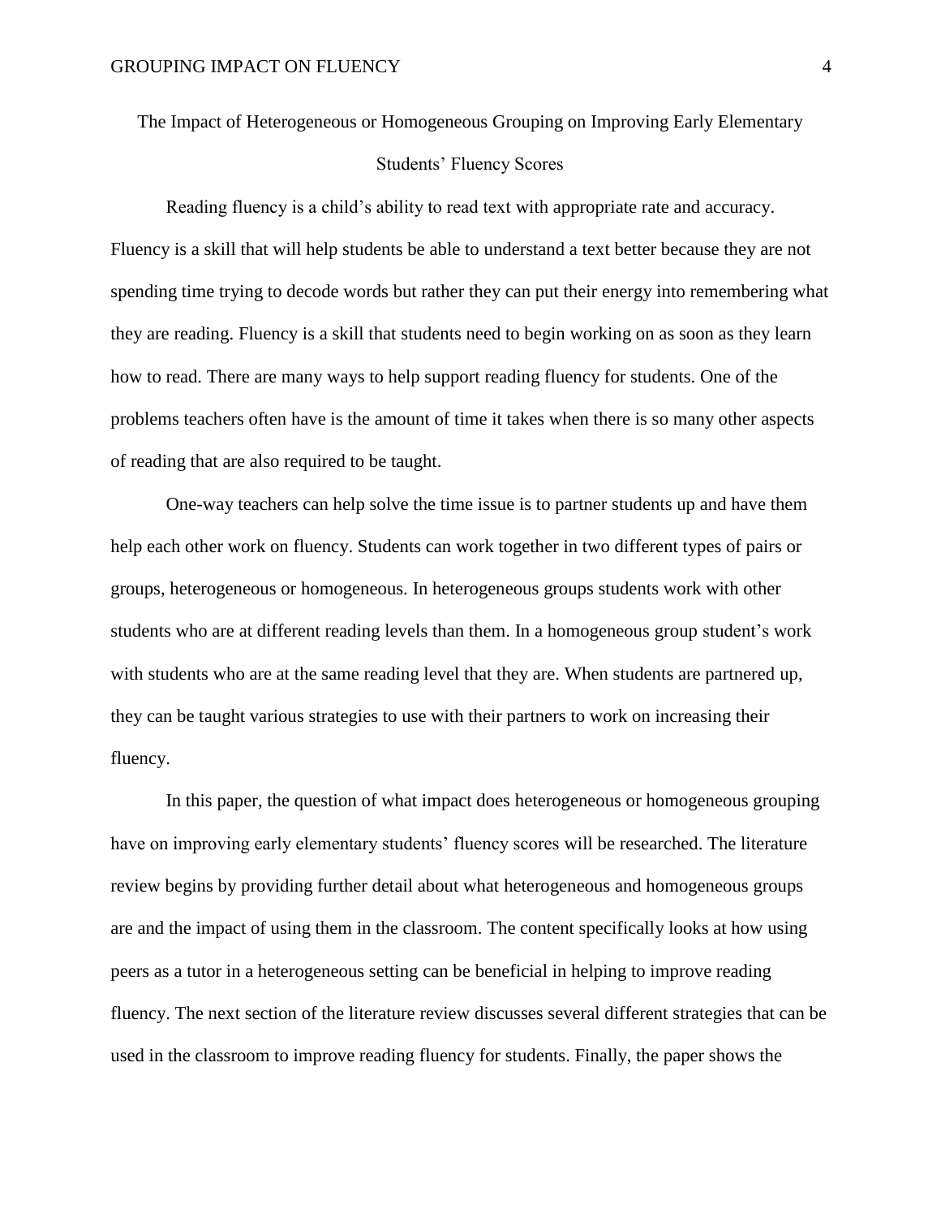# The Impact of Heterogeneous or Homogeneous Grouping on Improving Early Elementary Students' Fluency Scores

Reading fluency is a child's ability to read text with appropriate rate and accuracy. Fluency is a skill that will help students be able to understand a text better because they are not spending time trying to decode words but rather they can put their energy into remembering what they are reading. Fluency is a skill that students need to begin working on as soon as they learn how to read. There are many ways to help support reading fluency for students. One of the problems teachers often have is the amount of time it takes when there is so many other aspects of reading that are also required to be taught.

One-way teachers can help solve the time issue is to partner students up and have them help each other work on fluency. Students can work together in two different types of pairs or groups, heterogeneous or homogeneous. In heterogeneous groups students work with other students who are at different reading levels than them. In a homogeneous group student's work with students who are at the same reading level that they are. When students are partnered up, they can be taught various strategies to use with their partners to work on increasing their fluency.

In this paper, the question of what impact does heterogeneous or homogeneous grouping have on improving early elementary students' fluency scores will be researched. The literature review begins by providing further detail about what heterogeneous and homogeneous groups are and the impact of using them in the classroom. The content specifically looks at how using peers as a tutor in a heterogeneous setting can be beneficial in helping to improve reading fluency. The next section of the literature review discusses several different strategies that can be used in the classroom to improve reading fluency for students. Finally, the paper shows the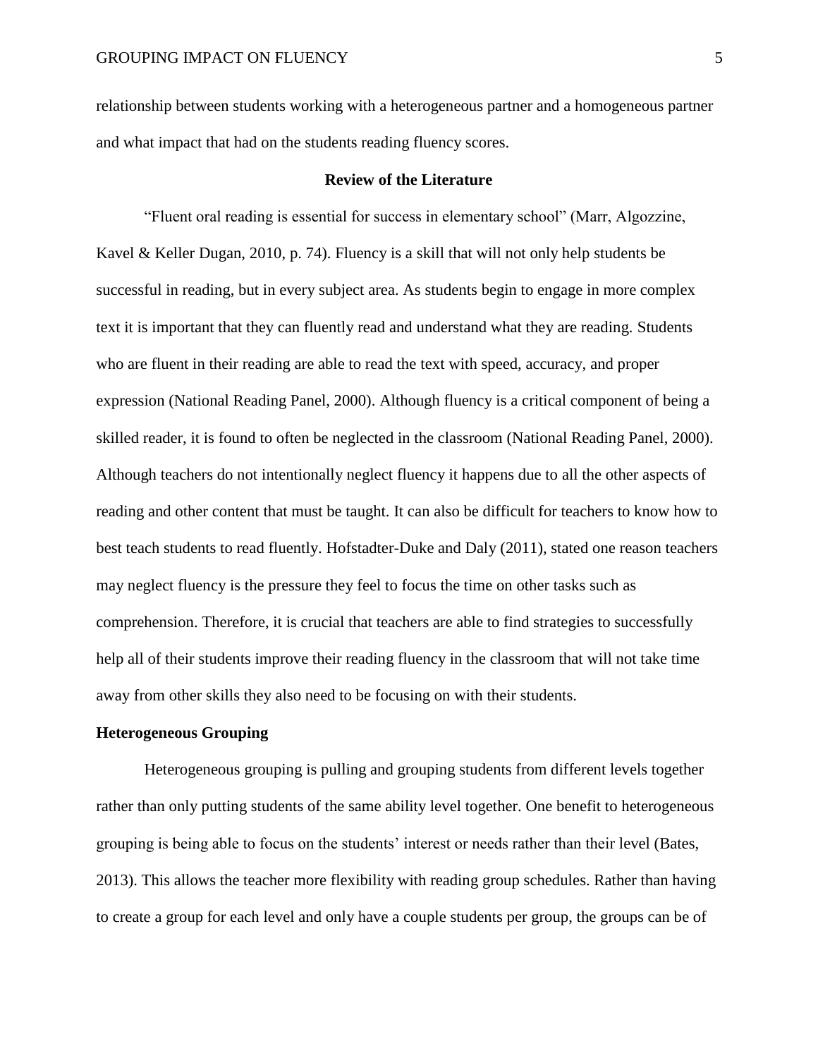relationship between students working with a heterogeneous partner and a homogeneous partner and what impact that had on the students reading fluency scores.

## Review of the Literature

"Fluent oral reading is essential for success in elementary school" (Marr, Algozzine, Kavel & Keller Dugan, 2010, p. 74). Fluency is a skill that will not only help students be successful in reading, but in every subject area. As students begin to engage in more complex text it is important that they can fluently read and understand what they are reading. Students who are fluent in their reading are able to read the text with speed, accuracy, and proper expression (National Reading Panel, 2000). Although fluency is a critical component of being a skilled reader, it is found to often be neglected in the classroom (National Reading Panel, 2000). Although teachers do not intentionally neglect fluency it happens due to all the other aspects of reading and other content that must be taught. It can also be difficult for teachers to know how to best teach students to read fluently. Hofstadter-Duke and Daly (2011), stated one reason teachers may neglect fluency is the pressure they feel to focus the time on other tasks such as comprehension. Therefore, it is crucial that teachers are able to find strategies to successfully help all of their students improve their reading fluency in the classroom that will not take time away from other skills they also need to be focusing on with their students.

### Heterogeneous Grouping

Heterogeneous grouping is pulling and grouping students from different levels together rather than only putting students of the same ability level together. One benefit to heterogeneous grouping is being able to focus on the students' interest or needs rather than their level (Bates, 2013). This allows the teacher more flexibility with reading group schedules. Rather than having to create a group for each level and only have a couple students per group, the groups can be of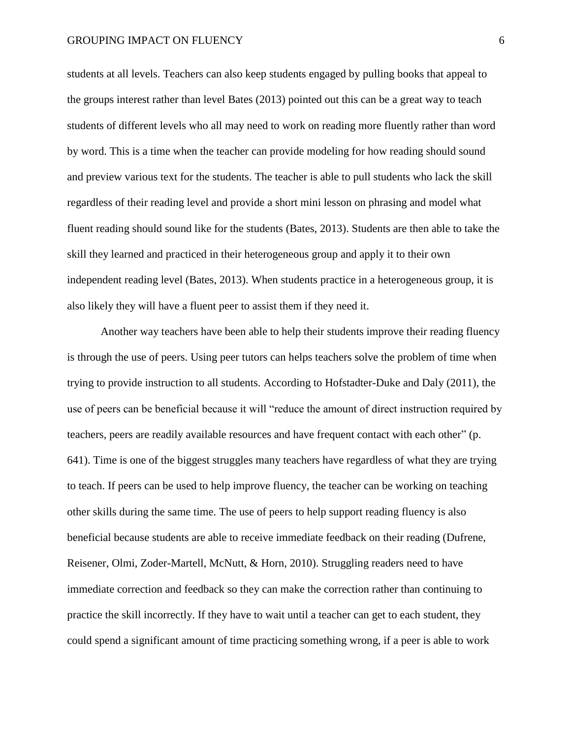students at all levels. Teachers can also keep students engaged by pulling books that appeal to the groups interest rather than level Bates (2013) pointed out this can be a great way to teach students of different levels who all may need to work on reading more fluently rather than word by word. This is a time when the teacher can provide modeling for how reading should sound and preview various text for the students. The teacher is able to pull students who lack the skill regardless of their reading level and provide a short mini lesson on phrasing and model what fluent reading should sound like for the students (Bates, 2013). Students are then able to take the skill they learned and practiced in their heterogeneous group and apply it to their own independent reading level (Bates, 2013). When students practice in a heterogeneous group, it is also likely they will have a fluent peer to assist them if they need it.

Another way teachers have been able to help their students improve their reading fluency is through the use of peers. Using peer tutors can helps teachers solve the problem of time when trying to provide instruction to all students. According to Hofstadter-Duke and Daly (2011), the use of peers can be beneficial because it will "reduce the amount of direct instruction required by teachers, peers are readily available resources and have frequent contact with each other" (p. 641). Time is one of the biggest struggles many teachers have regardless of what they are trying to teach. If peers can be used to help improve fluency, the teacher can be working on teaching other skills during the same time. The use of peers to help support reading fluency is also beneficial because students are able to receive immediate feedback on their reading (Dufrene, Reisener, Olmi, Zoder-Martell, McNutt, & Horn, 2010). Struggling readers need to have immediate correction and feedback so they can make the correction rather than continuing to practice the skill incorrectly. If they have to wait until a teacher can get to each student, they could spend a significant amount of time practicing something wrong, if a peer is able to work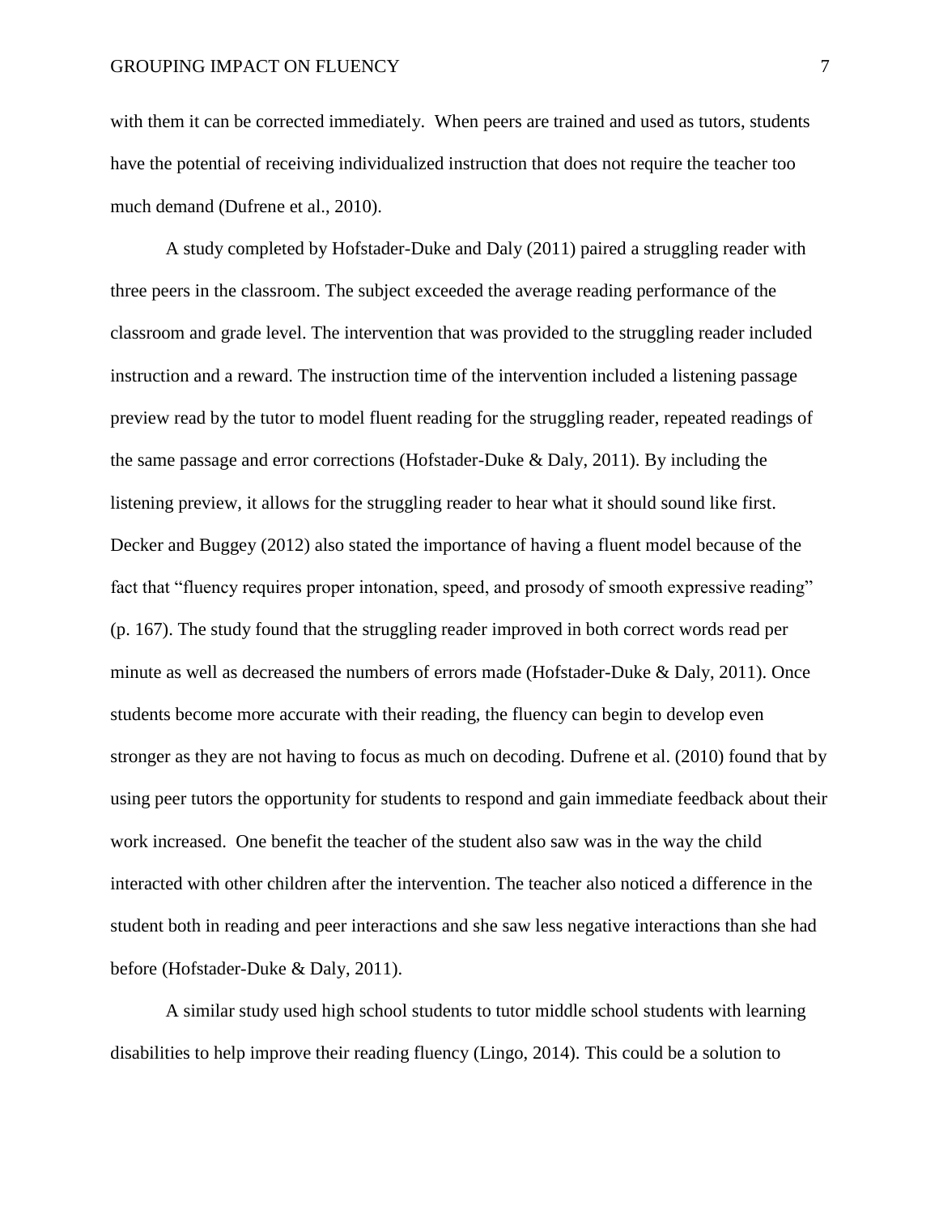with them it can be corrected immediately. When peers are trained and used as tutors, students have the potential of receiving individualized instruction that does not require the teacher too much demand (Dufrene et al., 2010).

A study completed by Hofstader-Duke and Daly (2011) paired a struggling reader with three peers in the classroom. The subject exceeded the average reading performance of the classroom and grade level. The intervention that was provided to the struggling reader included instruction and a reward. The instruction time of the intervention included a listening passage preview read by the tutor to model fluent reading for the struggling reader, repeated readings of the same passage and error corrections (Hofstader-Duke & Daly, 2011). By including the listening preview, it allows for the struggling reader to hear what it should sound like first. Decker and Buggey (2012) also stated the importance of having a fluent model because of the fact that "fluency requires proper intonation, speed, and prosody of smooth expressive reading" (p. 167). The study found that the struggling reader improved in both correct words read per minute as well as decreased the numbers of errors made (Hofstader-Duke & Daly, 2011). Once students become more accurate with their reading, the fluency can begin to develop even stronger as they are not having to focus as much on decoding. Dufrene et al. (2010) found that by using peer tutors the opportunity for students to respond and gain immediate feedback about their work increased. One benefit the teacher of the student also saw was in the way the child interacted with other children after the intervention. The teacher also noticed a difference in the student both in reading and peer interactions and she saw less negative interactions than she had before (Hofstader-Duke & Daly, 2011).

A similar study used high school students to tutor middle school students with learning disabilities to help improve their reading fluency (Lingo, 2014). This could be a solution to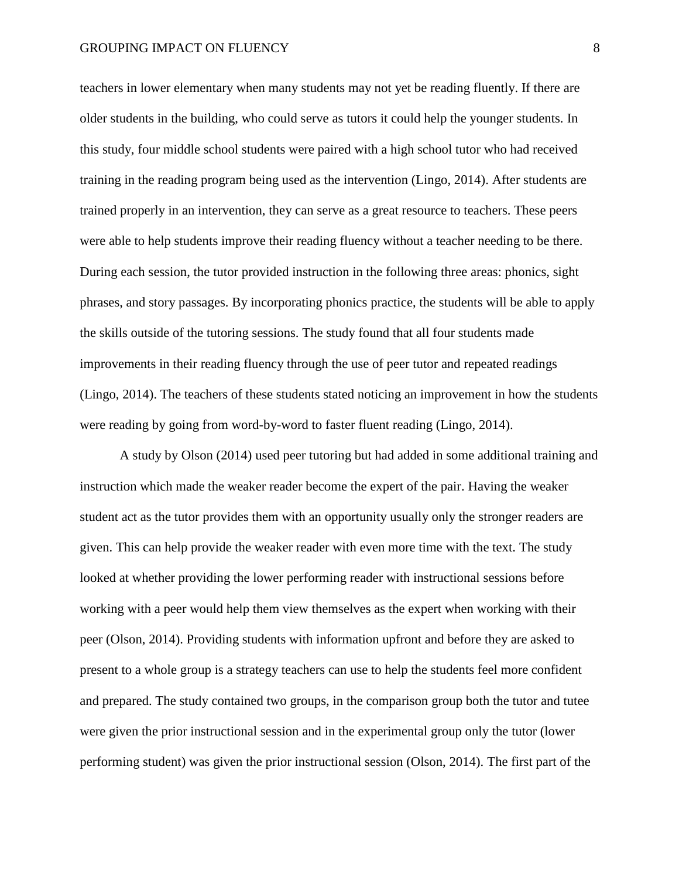teachers in lower elementary when many students may not yet be reading fluently. If there are older students in the building, who could serve as tutors it could help the younger students. In this study, four middle school students were paired with a high school tutor who had received training in the reading program being used as the intervention (Lingo, 2014). After students are trained properly in an intervention, they can serve as a great resource to teachers. These peers were able to help students improve their reading fluency without a teacher needing to be there. During each session, the tutor provided instruction in the following three areas: phonics, sight phrases, and story passages. By incorporating phonics practice, the students will be able to apply the skills outside of the tutoring sessions. The study found that all four students made improvements in their reading fluency through the use of peer tutor and repeated readings (Lingo, 2014). The teachers of these students stated noticing an improvement in how the students were reading by going from word-by-word to faster fluent reading (Lingo, 2014).

A study by Olson (2014) used peer tutoring but had added in some additional training and instruction which made the weaker reader become the expert of the pair. Having the weaker student act as the tutor provides them with an opportunity usually only the stronger readers are given. This can help provide the weaker reader with even more time with the text. The study looked at whether providing the lower performing reader with instructional sessions before working with a peer would help them view themselves as the expert when working with their peer (Olson, 2014). Providing students with information upfront and before they are asked to present to a whole group is a strategy teachers can use to help the students feel more confident and prepared. The study contained two groups, in the comparison group both the tutor and tutee were given the prior instructional session and in the experimental group only the tutor (lower performing student) was given the prior instructional session (Olson, 2014). The first part of the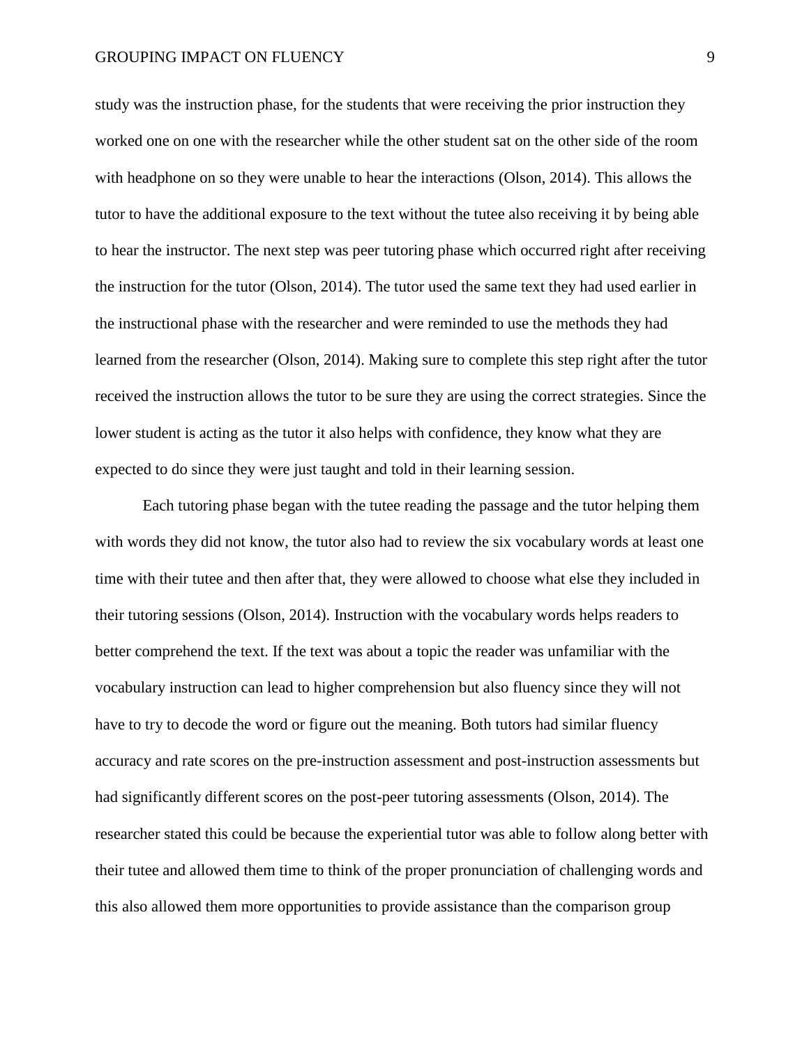study was the instruction phase, for the students that were receiving the prior instruction they worked one on one with the researcher while the other student sat on the other side of the room with headphone on so they were unable to hear the interactions (Olson, 2014). This allows the tutor to have the additional exposure to the text without the tutee also receiving it by being able to hear the instructor. The next step was peer tutoring phase which occurred right after receiving the instruction for the tutor (Olson, 2014). The tutor used the same text they had used earlier in the instructional phase with the researcher and were reminded to use the methods they had learned from the researcher (Olson, 2014). Making sure to complete this step right after the tutor received the instruction allows the tutor to be sure they are using the correct strategies. Since the lower student is acting as the tutor it also helps with confidence, they know what they are expected to do since they were just taught and told in their learning session.

Each tutoring phase began with the tutee reading the passage and the tutor helping them with words they did not know, the tutor also had to review the six vocabulary words at least one time with their tutee and then after that, they were allowed to choose what else they included in their tutoring sessions (Olson, 2014). Instruction with the vocabulary words helps readers to better comprehend the text. If the text was about a topic the reader was unfamiliar with the vocabulary instruction can lead to higher comprehension but also fluency since they will not have to try to decode the word or figure out the meaning. Both tutors had similar fluency accuracy and rate scores on the pre-instruction assessment and post-instruction assessments but had significantly different scores on the post-peer tutoring assessments (Olson, 2014). The researcher stated this could be because the experiential tutor was able to follow along better with their tutee and allowed them time to think of the proper pronunciation of challenging words and this also allowed them more opportunities to provide assistance than the comparison group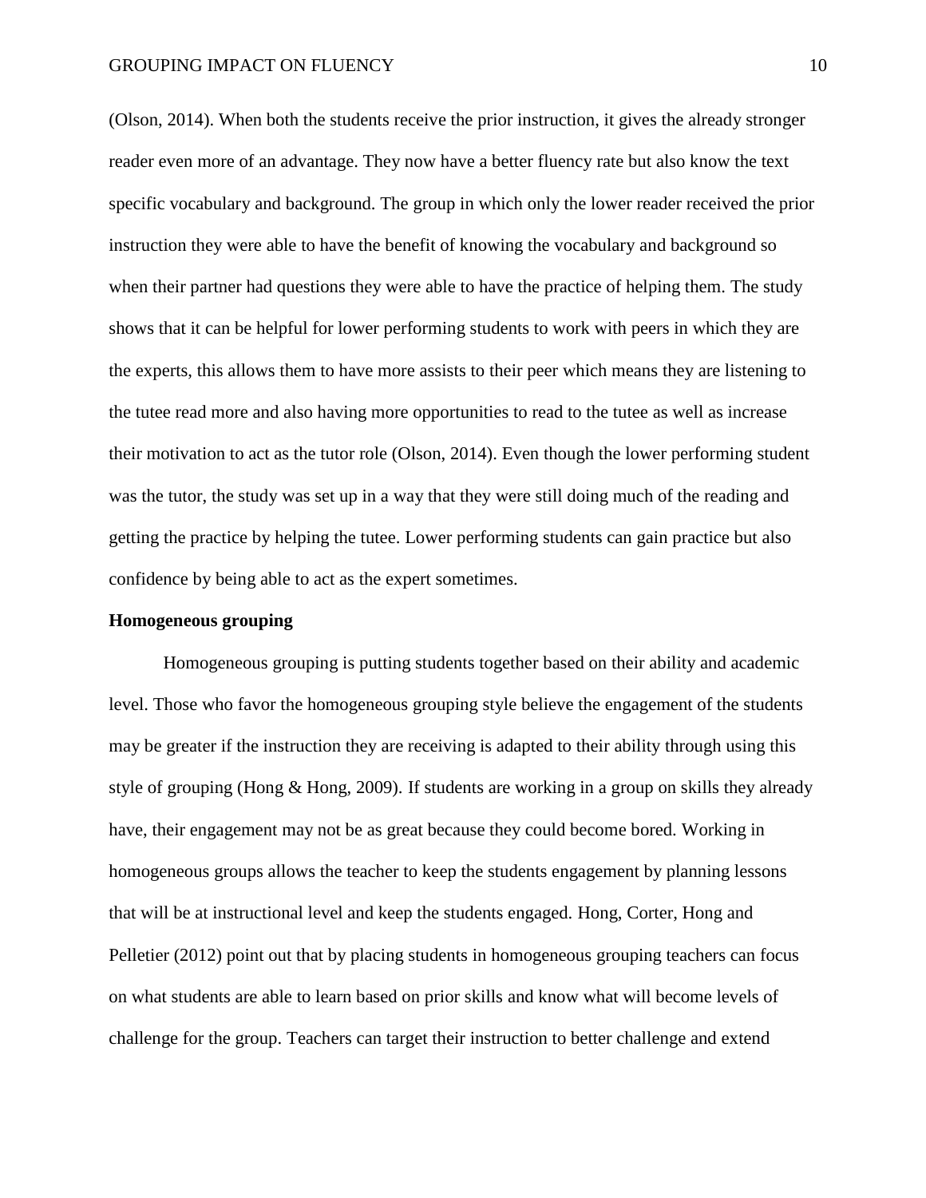(Olson, 2014). When both the students receive the prior instruction, it gives the already stronger reader even more of an advantage. They now have a better fluency rate but also know the text specific vocabulary and background. The group in which only the lower reader received the prior instruction they were able to have the benefit of knowing the vocabulary and background so when their partner had questions they were able to have the practice of helping them. The study shows that it can be helpful for lower performing students to work with peers in which they are the experts, this allows them to have more assists to their peer which means they are listening to the tutee read more and also having more opportunities to read to the tutee as well as increase their motivation to act as the tutor role (Olson, 2014). Even though the lower performing student was the tutor, the study was set up in a way that they were still doing much of the reading and getting the practice by helping the tutee. Lower performing students can gain practice but also confidence by being able to act as the expert sometimes.

**Homogeneous grouping**

Homogeneous grouping is putting students together based on their ability and academic level. Those who favor the homogeneous grouping style believe the engagement of the students may be greater if the instruction they are receiving is adapted to their ability through using this style of grouping (Hong & Hong, 2009). If students are working in a group on skills they already have, their engagement may not be as great because they could become bored. Working in homogeneous groups allows the teacher to keep the students engagement by planning lessons that will be at instructional level and keep the students engaged. Hong, Corter, Hong and Pelletier (2012) point out that by placing students in homogeneous grouping teachers can focus on what students are able to learn based on prior skills and know what will become levels of challenge for the group. Teachers can target their instruction to better challenge and extend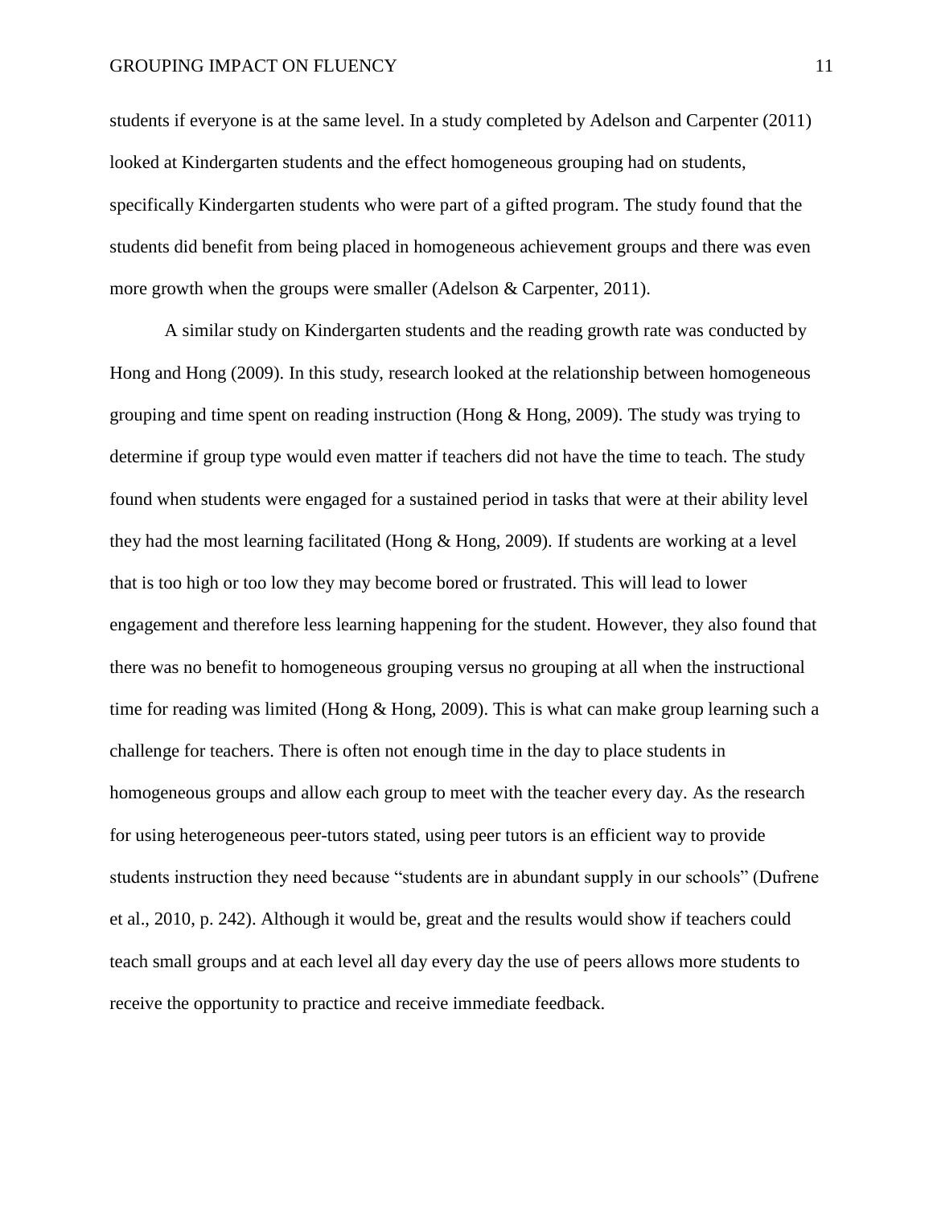students if everyone is at the same level. In a study completed by Adelson and Carpenter (2011) looked at Kindergarten students and the effect homogeneous grouping had on students, specifically Kindergarten students who were part of a gifted program. The study found that the students did benefit from being placed in homogeneous achievement groups and there was even more growth when the groups were smaller (Adelson & Carpenter, 2011).

A similar study on Kindergarten students and the reading growth rate was conducted by Hong and Hong (2009). In this study, research looked at the relationship between homogeneous grouping and time spent on reading instruction (Hong & Hong, 2009). The study was trying to determine if group type would even matter if teachers did not have the time to teach. The study found when students were engaged for a sustained period in tasks that were at their ability level they had the most learning facilitated (Hong & Hong, 2009). If students are working at a level that is too high or too low they may become bored or frustrated. This will lead to lower engagement and therefore less learning happening for the student. However, they also found that there was no benefit to homogeneous grouping versus no grouping at all when the instructional time for reading was limited (Hong & Hong, 2009). This is what can make group learning such a challenge for teachers. There is often not enough time in the day to place students in homogeneous groups and allow each group to meet with the teacher every day. As the research for using heterogeneous peer-tutors stated, using peer tutors is an efficient way to provide students instruction they need because "students are in abundant supply in our schools" (Dufrene et al., 2010, p. 242). Although it would be, great and the results would show if teachers could teach small groups and at each level all day every day the use of peers allows more students to receive the opportunity to practice and receive immediate feedback.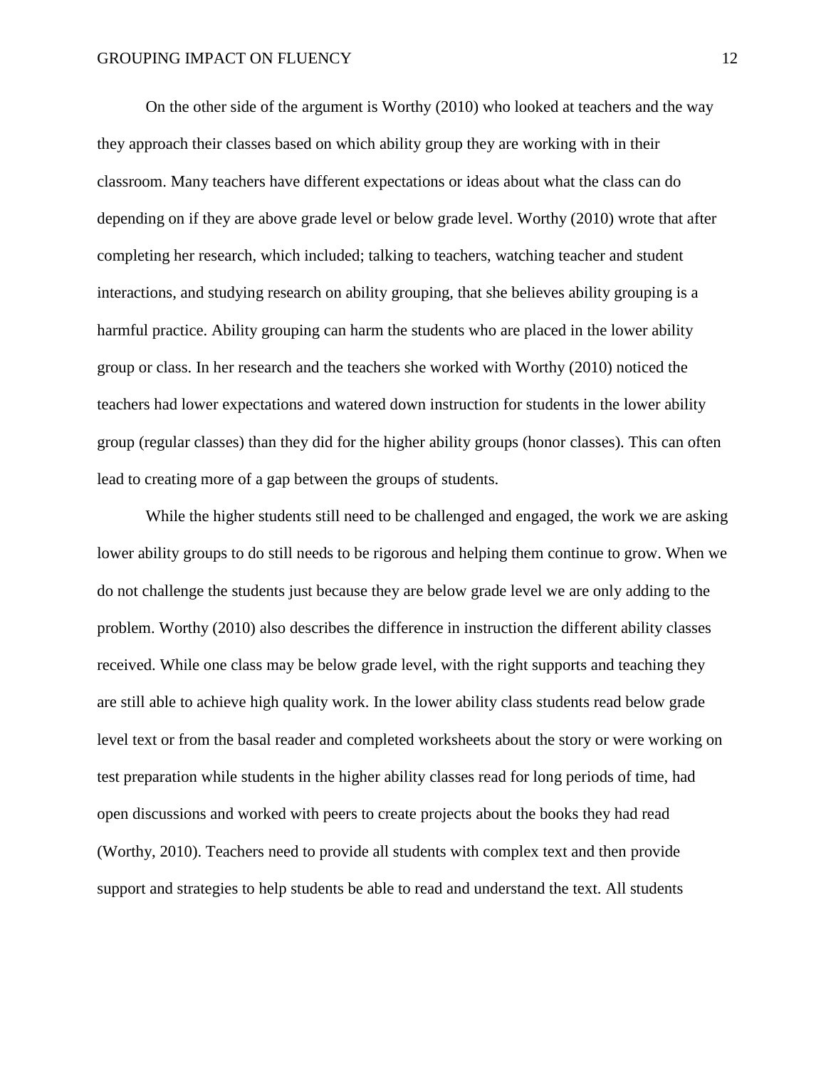On the other side of the argument is Worthy (2010) who looked at teachers and the way they approach their classes based on which ability group they are working with in their classroom. Many teachers have different expectations or ideas about what the class can do depending on if they are above grade level or below grade level. Worthy (2010) wrote that after completing her research, which included; talking to teachers, watching teacher and student interactions, and studying research on ability grouping, that she believes ability grouping is a harmful practice. Ability grouping can harm the students who are placed in the lower ability group or class. In her research and the teachers she worked with Worthy (2010) noticed the teachers had lower expectations and watered down instruction for students in the lower ability group (regular classes) than they did for the higher ability groups (honor classes). This can often lead to creating more of a gap between the groups of students.

While the higher students still need to be challenged and engaged, the work we are asking lower ability groups to do still needs to be rigorous and helping them continue to grow. When we do not challenge the students just because they are below grade level we are only adding to the problem. Worthy (2010) also describes the difference in instruction the different ability classes received. While one class may be below grade level, with the right supports and teaching they are still able to achieve high quality work. In the lower ability class students read below grade level text or from the basal reader and completed worksheets about the story or were working on test preparation while students in the higher ability classes read for long periods of time, had open discussions and worked with peers to create projects about the books they had read (Worthy, 2010). Teachers need to provide all students with complex text and then provide support and strategies to help students be able to read and understand the text. All students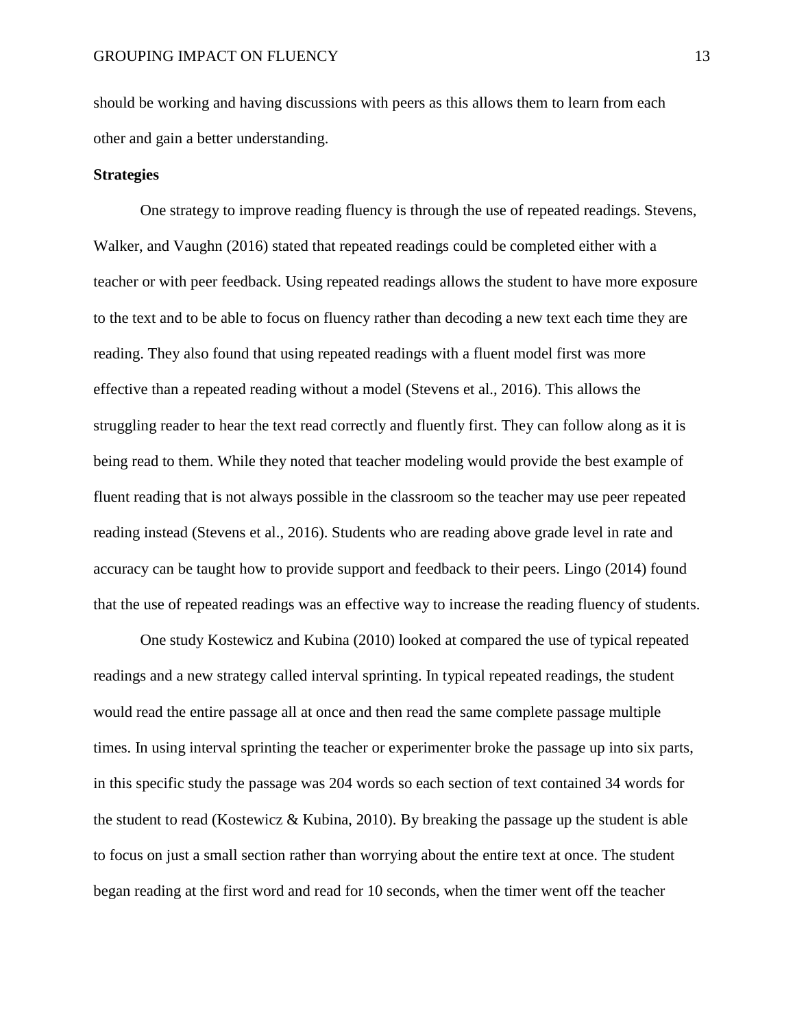should be working and having discussions with peers as this allows them to learn from each other and gain a better understanding.

**Strategies**

One strategy to improve reading fluency is through the use of repeated readings. Stevens, Walker, and Vaughn (2016) stated that repeated readings could be completed either with a teacher or with peer feedback. Using repeated readings allows the student to have more exposure to the text and to be able to focus on fluency rather than decoding a new text each time they are reading. They also found that using repeated readings with a fluent model first was more effective than a repeated reading without a model (Stevens et al., 2016). This allows the struggling reader to hear the text read correctly and fluently first. They can follow along as it is being read to them. While they noted that teacher modeling would provide the best example of fluent reading that is not always possible in the classroom so the teacher may use peer repeated reading instead (Stevens et al., 2016). Students who are reading above grade level in rate and accuracy can be taught how to provide support and feedback to their peers. Lingo (2014) found that the use of repeated readings was an effective way to increase the reading fluency of students.

One study Kostewicz and Kubina (2010) looked at compared the use of typical repeated readings and a new strategy called interval sprinting. In typical repeated readings, the student would read the entire passage all at once and then read the same complete passage multiple times. In using interval sprinting the teacher or experimenter broke the passage up into six parts, in this specific study the passage was 204 words so each section of text contained 34 words for the student to read (Kostewicz & Kubina, 2010). By breaking the passage up the student is able to focus on just a small section rather than worrying about the entire text at once. The student began reading at the first word and read for 10 seconds, when the timer went off the teacher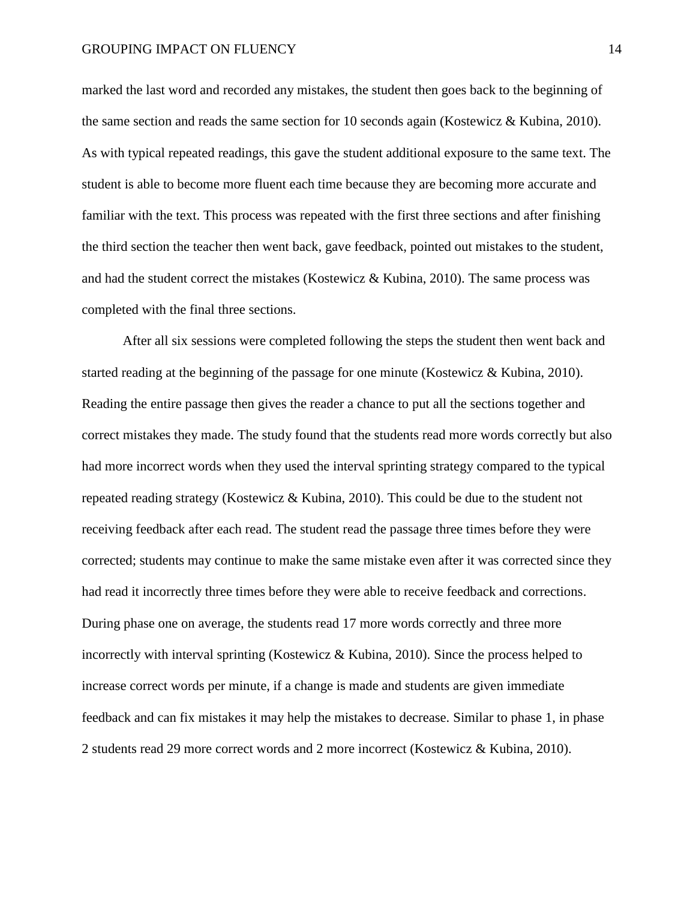marked the last word and recorded any mistakes, the student then goes back to the beginning of the same section and reads the same section for 10 seconds again (Kostewicz & Kubina, 2010). As with typical repeated readings, this gave the student additional exposure to the same text. The student is able to become more fluent each time because they are becoming more accurate and familiar with the text. This process was repeated with the first three sections and after finishing the third section the teacher then went back, gave feedback, pointed out mistakes to the student, and had the student correct the mistakes (Kostewicz & Kubina, 2010). The same process was completed with the final three sections.

After all six sessions were completed following the steps the student then went back and started reading at the beginning of the passage for one minute (Kostewicz & Kubina, 2010). Reading the entire passage then gives the reader a chance to put all the sections together and correct mistakes they made. The study found that the students read more words correctly but also had more incorrect words when they used the interval sprinting strategy compared to the typical repeated reading strategy (Kostewicz & Kubina, 2010). This could be due to the student not receiving feedback after each read. The student read the passage three times before they were corrected; students may continue to make the same mistake even after it was corrected since they had read it incorrectly three times before they were able to receive feedback and corrections. During phase one on average, the students read 17 more words correctly and three more incorrectly with interval sprinting (Kostewicz & Kubina, 2010). Since the process helped to increase correct words per minute, if a change is made and students are given immediate feedback and can fix mistakes it may help the mistakes to decrease. Similar to phase 1, in phase 2 students read 29 more correct words and 2 more incorrect (Kostewicz & Kubina, 2010).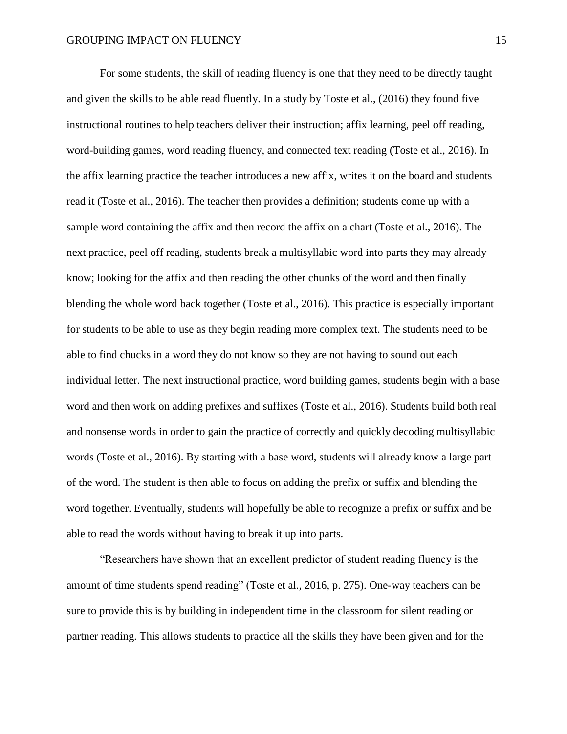For some students, the skill of reading fluency is one that they need to be directly taught and given the skills to be able read fluently. In a study by Toste et al., (2016) they found five instructional routines to help teachers deliver their instruction; affix learning, peel off reading, word-building games, word reading fluency, and connected text reading (Toste et al., 2016). In the affix learning practice the teacher introduces a new affix, writes it on the board and students read it (Toste et al., 2016). The teacher then provides a definition; students come up with a sample word containing the affix and then record the affix on a chart (Toste et al., 2016). The next practice, peel off reading, students break a multisyllabic word into parts they may already know; looking for the affix and then reading the other chunks of the word and then finally blending the whole word back together (Toste et al., 2016). This practice is especially important for students to be able to use as they begin reading more complex text. The students need to be able to find chucks in a word they do not know so they are not having to sound out each individual letter. The next instructional practice, word building games, students begin with a base word and then work on adding prefixes and suffixes (Toste et al., 2016). Students build both real and nonsense words in order to gain the practice of correctly and quickly decoding multisyllabic words (Toste et al., 2016). By starting with a base word, students will already know a large part of the word. The student is then able to focus on adding the prefix or suffix and blending the word together. Eventually, students will hopefully be able to recognize a prefix or suffix and be able to read the words without having to break it up into parts.

"Researchers have shown that an excellent predictor of student reading fluency is the amount of time students spend reading" (Toste et al., 2016, p. 275). One-way teachers can be sure to provide this is by building in independent time in the classroom for silent reading or partner reading. This allows students to practice all the skills they have been given and for the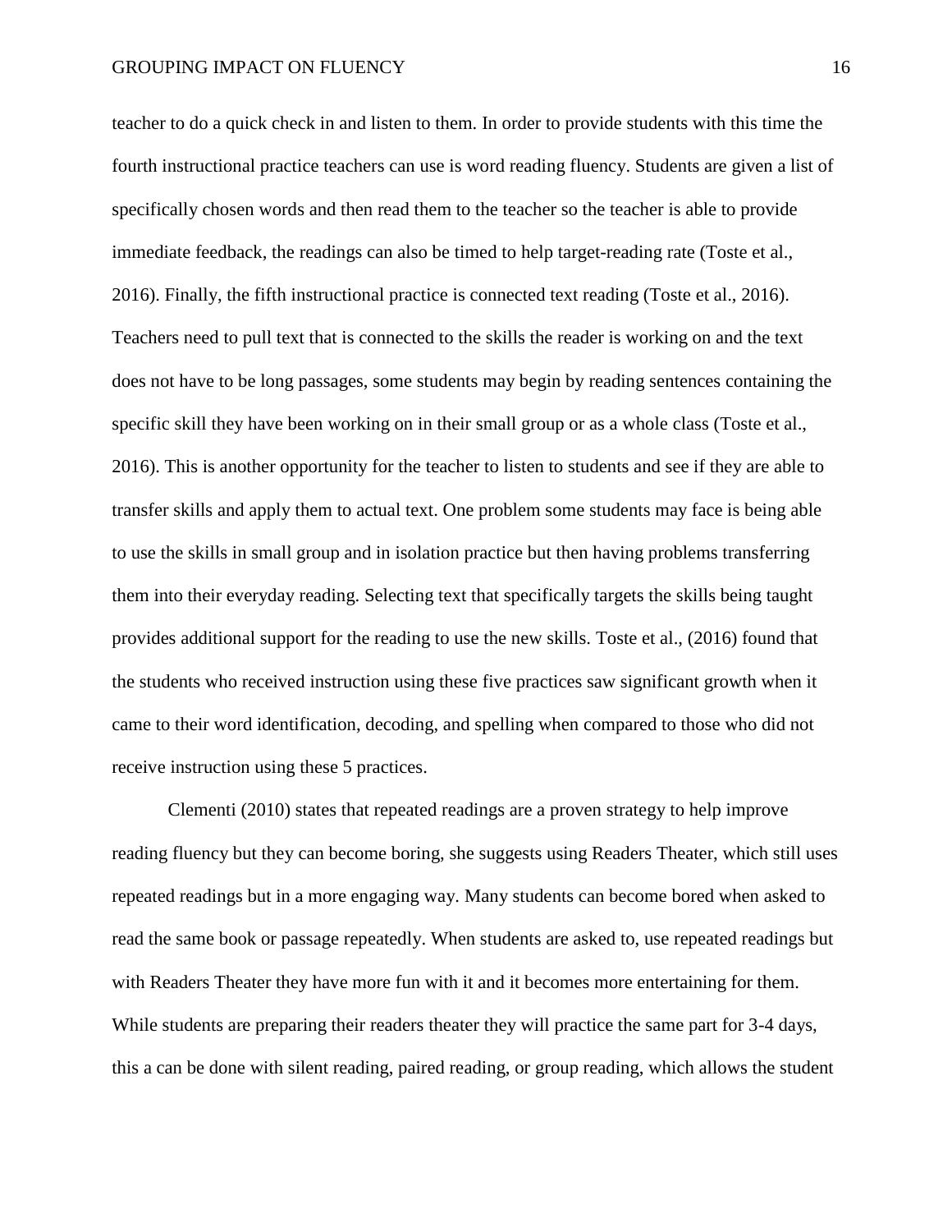teacher to do a quick check in and listen to them. In order to provide students with this time the fourth instructional practice teachers can use is word reading fluency. Students are given a list of specifically chosen words and then read them to the teacher so the teacher is able to provide immediate feedback, the readings can also be timed to help target-reading rate (Toste et al., 2016). Finally, the fifth instructional practice is connected text reading (Toste et al., 2016). Teachers need to pull text that is connected to the skills the reader is working on and the text does not have to be long passages, some students may begin by reading sentences containing the specific skill they have been working on in their small group or as a whole class (Toste et al., 2016). This is another opportunity for the teacher to listen to students and see if they are able to transfer skills and apply them to actual text. One problem some students may face is being able to use the skills in small group and in isolation practice but then having problems transferring them into their everyday reading. Selecting text that specifically targets the skills being taught provides additional support for the reading to use the new skills. Toste et al., (2016) found that the students who received instruction using these five practices saw significant growth when it came to their word identification, decoding, and spelling when compared to those who did not receive instruction using these 5 practices.

Clementi (2010) states that repeated readings are a proven strategy to help improve reading fluency but they can become boring, she suggests using Readers Theater, which still uses repeated readings but in a more engaging way. Many students can become bored when asked to read the same book or passage repeatedly. When students are asked to, use repeated readings but with Readers Theater they have more fun with it and it becomes more entertaining for them. While students are preparing their readers theater they will practice the same part for 3-4 days, this a can be done with silent reading, paired reading, or group reading, which allows the student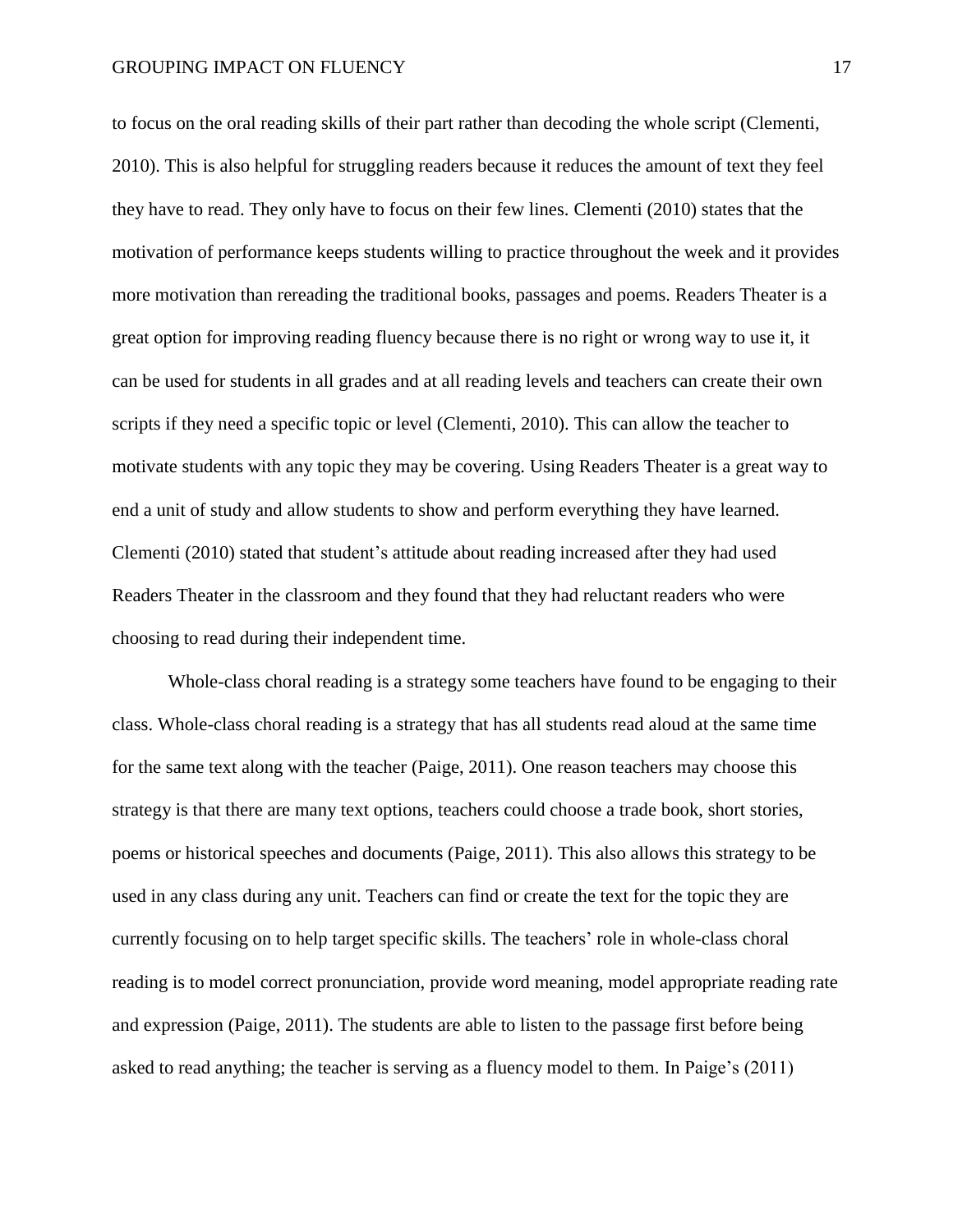to focus on the oral reading skills of their part rather than decoding the whole script (Clementi, 2010). This is also helpful for struggling readers because it reduces the amount of text they feel they have to read. They only have to focus on their few lines. Clementi (2010) states that the motivation of performance keeps students willing to practice throughout the week and it provides more motivation than rereading the traditional books, passages and poems. Readers Theater is a great option for improving reading fluency because there is no right or wrong way to use it, it can be used for students in all grades and at all reading levels and teachers can create their own scripts if they need a specific topic or level (Clementi, 2010). This can allow the teacher to motivate students with any topic they may be covering. Using Readers Theater is a great way to end a unit of study and allow students to show and perform everything they have learned. Clementi (2010) stated that student's attitude about reading increased after they had used Readers Theater in the classroom and they found that they had reluctant readers who were choosing to read during their independent time.

Whole-class choral reading is a strategy some teachers have found to be engaging to their class. Whole-class choral reading is a strategy that has all students read aloud at the same time for the same text along with the teacher (Paige, 2011). One reason teachers may choose this strategy is that there are many text options, teachers could choose a trade book, short stories, poems or historical speeches and documents (Paige, 2011). This also allows this strategy to be used in any class during any unit. Teachers can find or create the text for the topic they are currently focusing on to help target specific skills. The teachers' role in whole-class choral reading is to model correct pronunciation, provide word meaning, model appropriate reading rate and expression (Paige, 2011). The students are able to listen to the passage first before being asked to read anything; the teacher is serving as a fluency model to them. In Paige's (2011)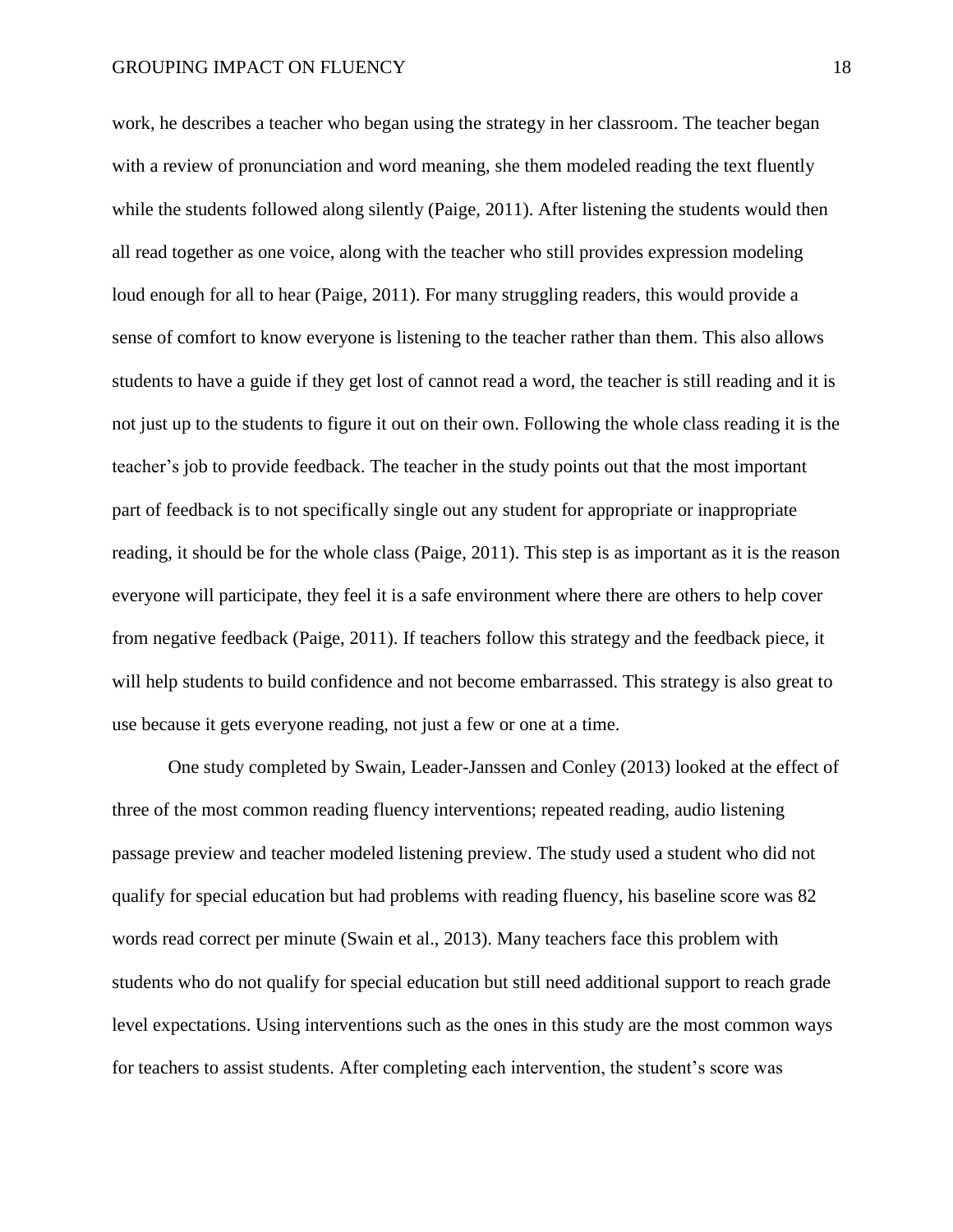work, he describes a teacher who began using the strategy in her classroom. The teacher began with a review of pronunciation and word meaning, she them modeled reading the text fluently while the students followed along silently (Paige, 2011). After listening the students would then all read together as one voice, along with the teacher who still provides expression modeling loud enough for all to hear (Paige, 2011). For many struggling readers, this would provide a sense of comfort to know everyone is listening to the teacher rather than them. This also allows students to have a guide if they get lost of cannot read a word, the teacher is still reading and it is not just up to the students to figure it out on their own. Following the whole class reading it is the teacher's job to provide feedback. The teacher in the study points out that the most important part of feedback is to not specifically single out any student for appropriate or inappropriate reading, it should be for the whole class (Paige, 2011). This step is as important as it is the reason everyone will participate, they feel it is a safe environment where there are others to help cover from negative feedback (Paige, 2011). If teachers follow this strategy and the feedback piece, it will help students to build confidence and not become embarrassed. This strategy is also great to use because it gets everyone reading, not just a few or one at a time.

One study completed by Swain, Leader-Janssen and Conley (2013) looked at the effect of three of the most common reading fluency interventions; repeated reading, audio listening passage preview and teacher modeled listening preview. The study used a student who did not qualify for special education but had problems with reading fluency, his baseline score was 82 words read correct per minute (Swain et al., 2013). Many teachers face this problem with students who do not qualify for special education but still need additional support to reach grade level expectations. Using interventions such as the ones in this study are the most common ways for teachers to assist students. After completing each intervention, the student's score was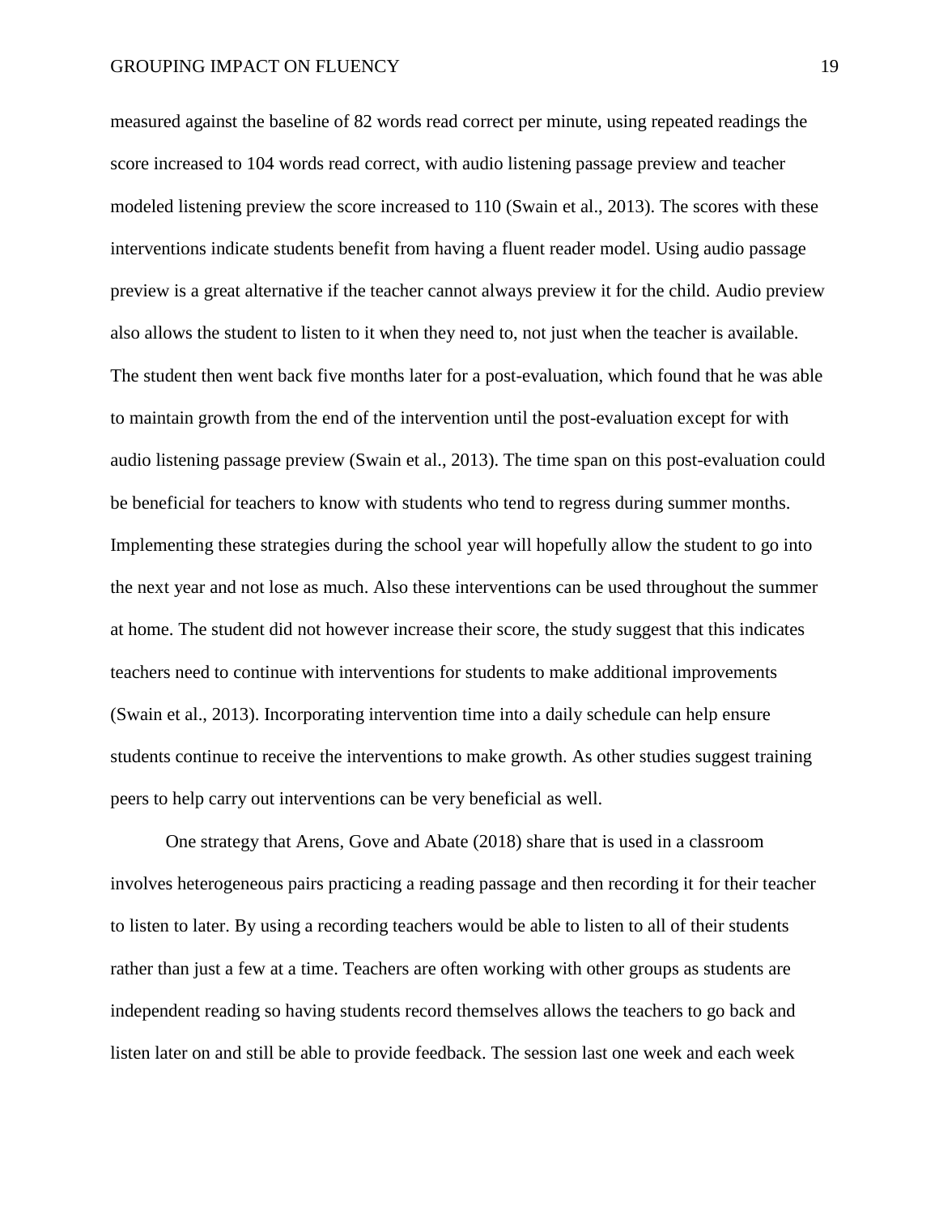measured against the baseline of 82 words read correct per minute, using repeated readings the score increased to 104 words read correct, with audio listening passage preview and teacher modeled listening preview the score increased to 110 (Swain et al., 2013). The scores with these interventions indicate students benefit from having a fluent reader model. Using audio passage preview is a great alternative if the teacher cannot always preview it for the child. Audio preview also allows the student to listen to it when they need to, not just when the teacher is available. The student then went back five months later for a post-evaluation, which found that he was able to maintain growth from the end of the intervention until the post-evaluation except for with audio listening passage preview (Swain et al., 2013). The time span on this post-evaluation could be beneficial for teachers to know with students who tend to regress during summer months. Implementing these strategies during the school year will hopefully allow the student to go into the next year and not lose as much. Also these interventions can be used throughout the summer at home. The student did not however increase their score, the study suggest that this indicates teachers need to continue with interventions for students to make additional improvements (Swain et al., 2013). Incorporating intervention time into a daily schedule can help ensure students continue to receive the interventions to make growth. As other studies suggest training peers to help carry out interventions can be very beneficial as well.

One strategy that Arens, Gove and Abate (2018) share that is used in a classroom involves heterogeneous pairs practicing a reading passage and then recording it for their teacher to listen to later. By using a recording teachers would be able to listen to all of their students rather than just a few at a time. Teachers are often working with other groups as students are independent reading so having students record themselves allows the teachers to go back and listen later on and still be able to provide feedback. The session last one week and each week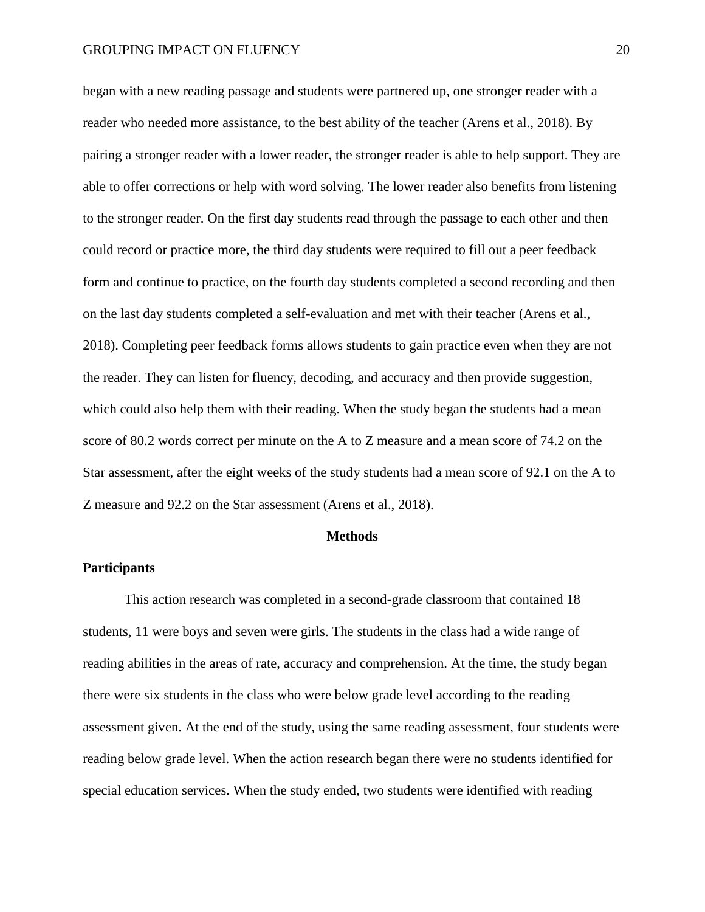began with a new reading passage and students were partnered up, one stronger reader with a reader who needed more assistance, to the best ability of the teacher (Arens et al., 2018). By pairing a stronger reader with a lower reader, the stronger reader is able to help support. They are able to offer corrections or help with word solving. The lower reader also benefits from listening to the stronger reader. On the first day students read through the passage to each other and then could record or practice more, the third day students were required to fill out a peer feedback form and continue to practice, on the fourth day students completed a second recording and then on the last day students completed a self-evaluation and met with their teacher (Arens et al., 2018). Completing peer feedback forms allows students to gain practice even when they are not the reader. They can listen for fluency, decoding, and accuracy and then provide suggestion, which could also help them with their reading. When the study began the students had a mean score of 80.2 words correct per minute on the A to Z measure and a mean score of 74.2 on the Star assessment, after the eight weeks of the study students had a mean score of 92.1 on the A to Z measure and 92.2 on the Star assessment (Arens et al., 2018).

## Methods

### Participants

This action research was completed in a second-grade classroom that contained 18 students, 11 were boys and seven were girls. The students in the class had a wide range of reading abilities in the areas of rate, accuracy and comprehension. At the time, the study began there were six students in the class who were below grade level according to the reading assessment given. At the end of the study, using the same reading assessment, four students were reading below grade level. When the action research began there were no students identified for special education services. When the study ended, two students were identified with reading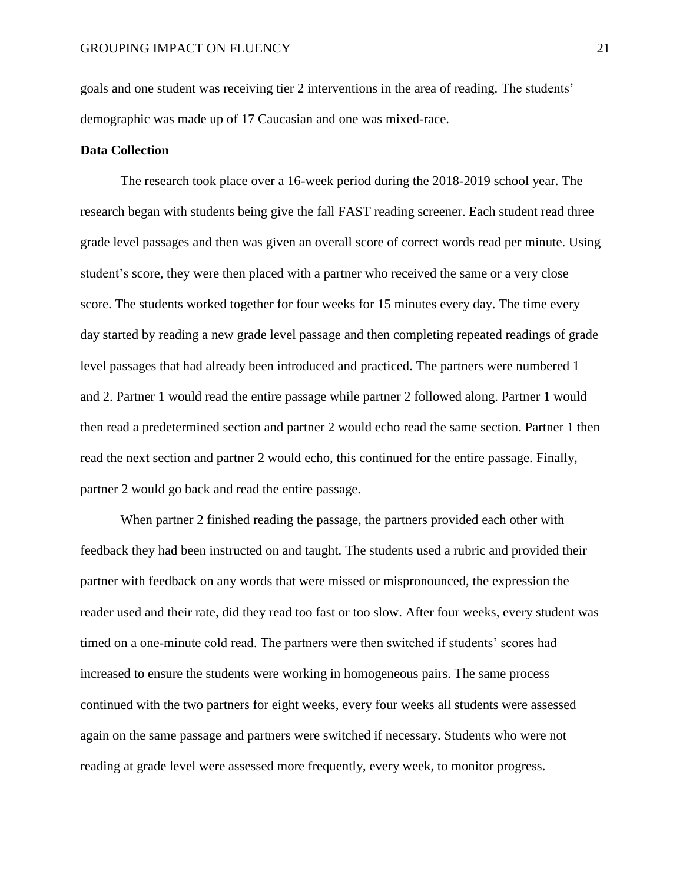goals and one student was receiving tier 2 interventions in the area of reading. The students' demographic was made up of 17 Caucasian and one was mixed-race.

**Data Collection**

The research took place over a 16-week period during the 2018-2019 school year. The research began with students being give the fall FAST reading screener. Each student read three grade level passages and then was given an overall score of correct words read per minute. Using student's score, they were then placed with a partner who received the same or a very close score. The students worked together for four weeks for 15 minutes every day. The time every day started by reading a new grade level passage and then completing repeated readings of grade level passages that had already been introduced and practiced. The partners were numbered 1 and 2. Partner 1 would read the entire passage while partner 2 followed along. Partner 1 would then read a predetermined section and partner 2 would echo read the same section. Partner 1 then read the next section and partner 2 would echo, this continued for the entire passage. Finally, partner 2 would go back and read the entire passage.

When partner 2 finished reading the passage, the partners provided each other with feedback they had been instructed on and taught. The students used a rubric and provided their partner with feedback on any words that were missed or mispronounced, the expression the reader used and their rate, did they read too fast or too slow. After four weeks, every student was timed on a one-minute cold read. The partners were then switched if students' scores had increased to ensure the students were working in homogeneous pairs. The same process continued with the two partners for eight weeks, every four weeks all students were assessed again on the same passage and partners were switched if necessary. Students who were not reading at grade level were assessed more frequently, every week, to monitor progress.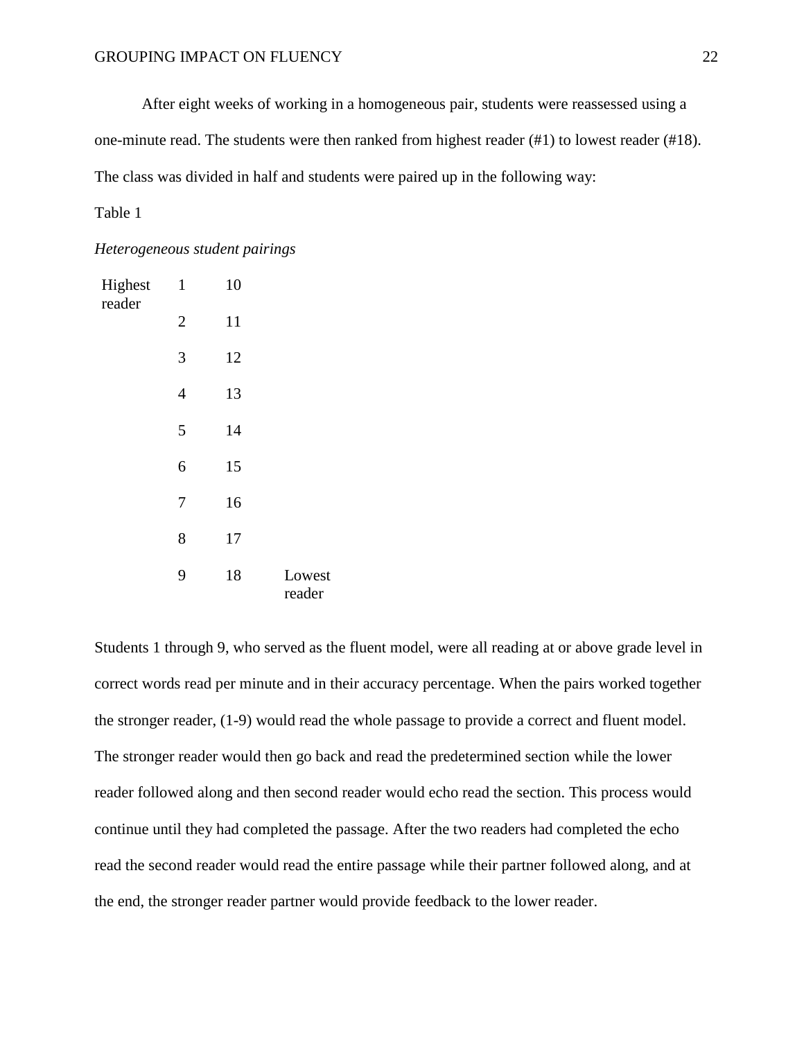After eight weeks of working in a homogeneous pair, students were reassessed using a one-minute read. The students were then ranked from highest reader (#1) to lowest reader (#18). The class was divided in half and students were paired up in the following way:

Table 1

*Heterogeneous student pairings*

| | | | |
|---|---|---|---|
| Highest reader | 1 | 10 | |
| | 2 | 11 | |
| | 3 | 12 | |
| | 4 | 13 | |
| | 5 | 14 | |
| | 6 | 15 | |
| | 7 | 16 | |
| | 8 | 17 | |
| | 9 | 18 | Lowest reader |

Students 1 through 9, who served as the fluent model, were all reading at or above grade level in correct words read per minute and in their accuracy percentage. When the pairs worked together the stronger reader, (1-9) would read the whole passage to provide a correct and fluent model. The stronger reader would then go back and read the predetermined section while the lower reader followed along and then second reader would echo read the section. This process would continue until they had completed the passage. After the two readers had completed the echo read the second reader would read the entire passage while their partner followed along, and at the end, the stronger reader partner would provide feedback to the lower reader.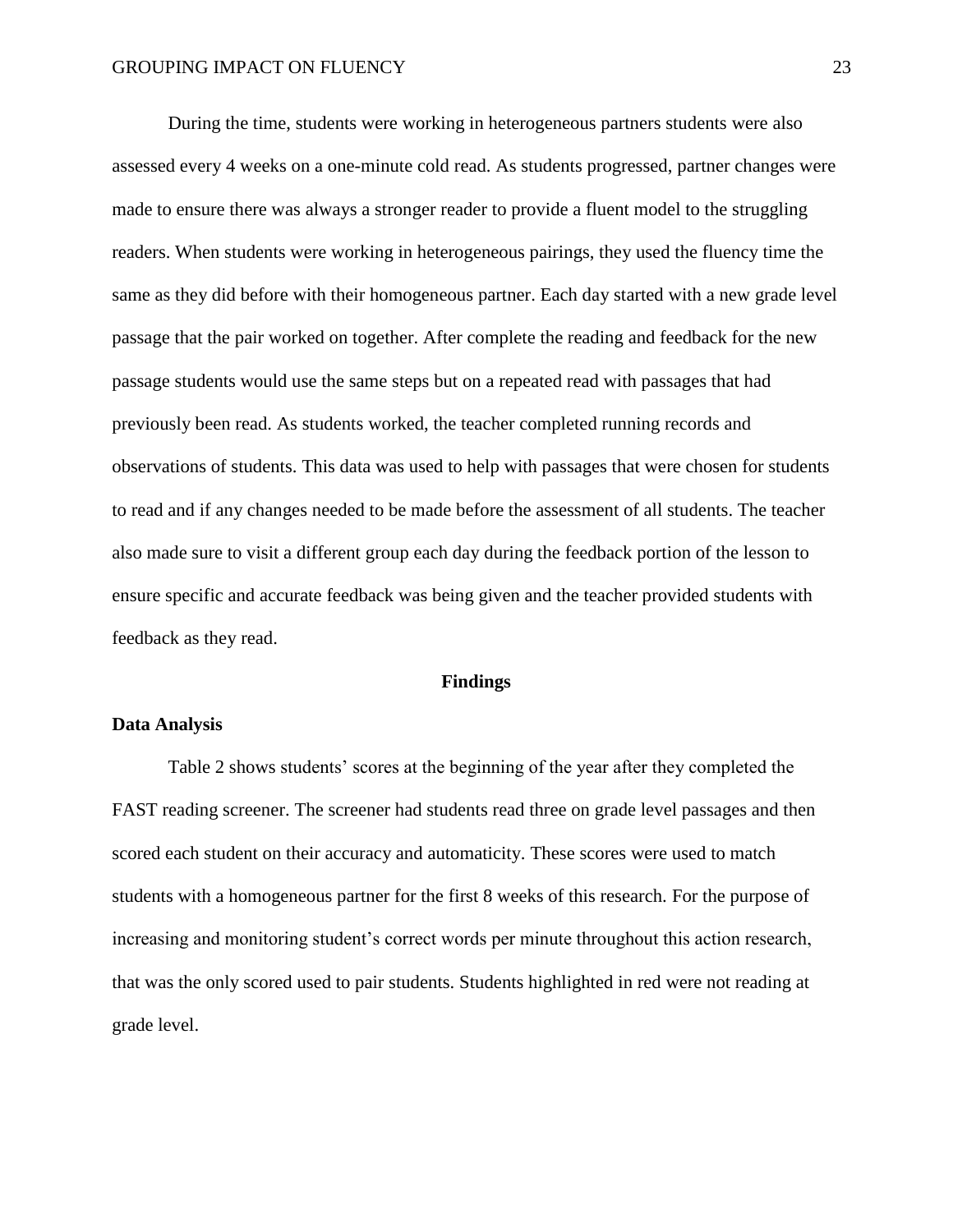During the time, students were working in heterogeneous partners students were also assessed every 4 weeks on a one-minute cold read. As students progressed, partner changes were made to ensure there was always a stronger reader to provide a fluent model to the struggling readers. When students were working in heterogeneous pairings, they used the fluency time the same as they did before with their homogeneous partner. Each day started with a new grade level passage that the pair worked on together. After complete the reading and feedback for the new passage students would use the same steps but on a repeated read with passages that had previously been read. As students worked, the teacher completed running records and observations of students. This data was used to help with passages that were chosen for students to read and if any changes needed to be made before the assessment of all students. The teacher also made sure to visit a different group each day during the feedback portion of the lesson to ensure specific and accurate feedback was being given and the teacher provided students with feedback as they read.

## Findings

### Data Analysis

Table 2 shows students' scores at the beginning of the year after they completed the FAST reading screener. The screener had students read three on grade level passages and then scored each student on their accuracy and automaticity. These scores were used to match students with a homogeneous partner for the first 8 weeks of this research. For the purpose of increasing and monitoring student's correct words per minute throughout this action research, that was the only scored used to pair students. Students highlighted in red were not reading at grade level.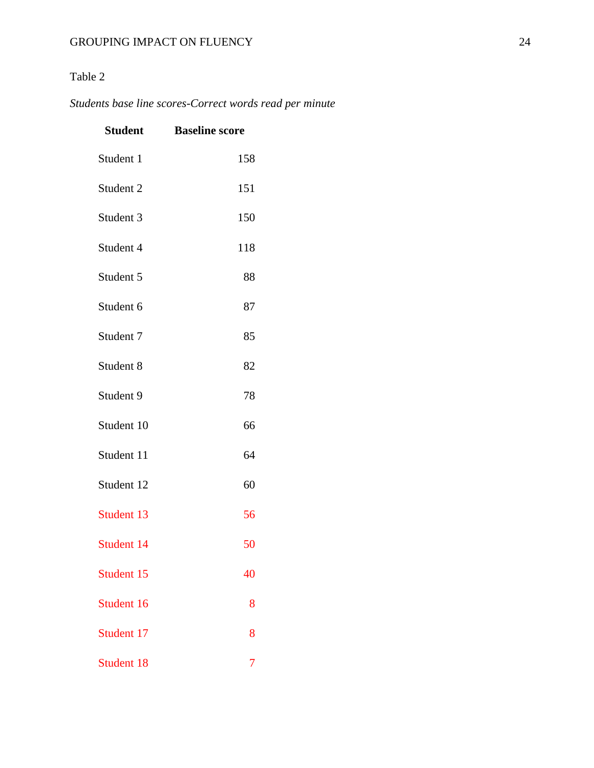Table 2

*Students base line scores-Correct words read per minute*

| Student | Baseline score |
|---|---|
| Student 1 | 158 |
| Student 2 | 151 |
| Student 3 | 150 |
| Student 4 | 118 |
| Student 5 | 88 |
| Student 6 | 87 |
| Student 7 | 85 |
| Student 8 | 82 |
| Student 9 | 78 |
| Student 10 | 66 |
| Student 11 | 64 |
| Student 12 | 60 |
| Student 13 | 56 |
| Student 14 | 50 |
| Student 15 | 40 |
| Student 16 | 8 |
| Student 17 | 8 |
| Student 18 | 7 |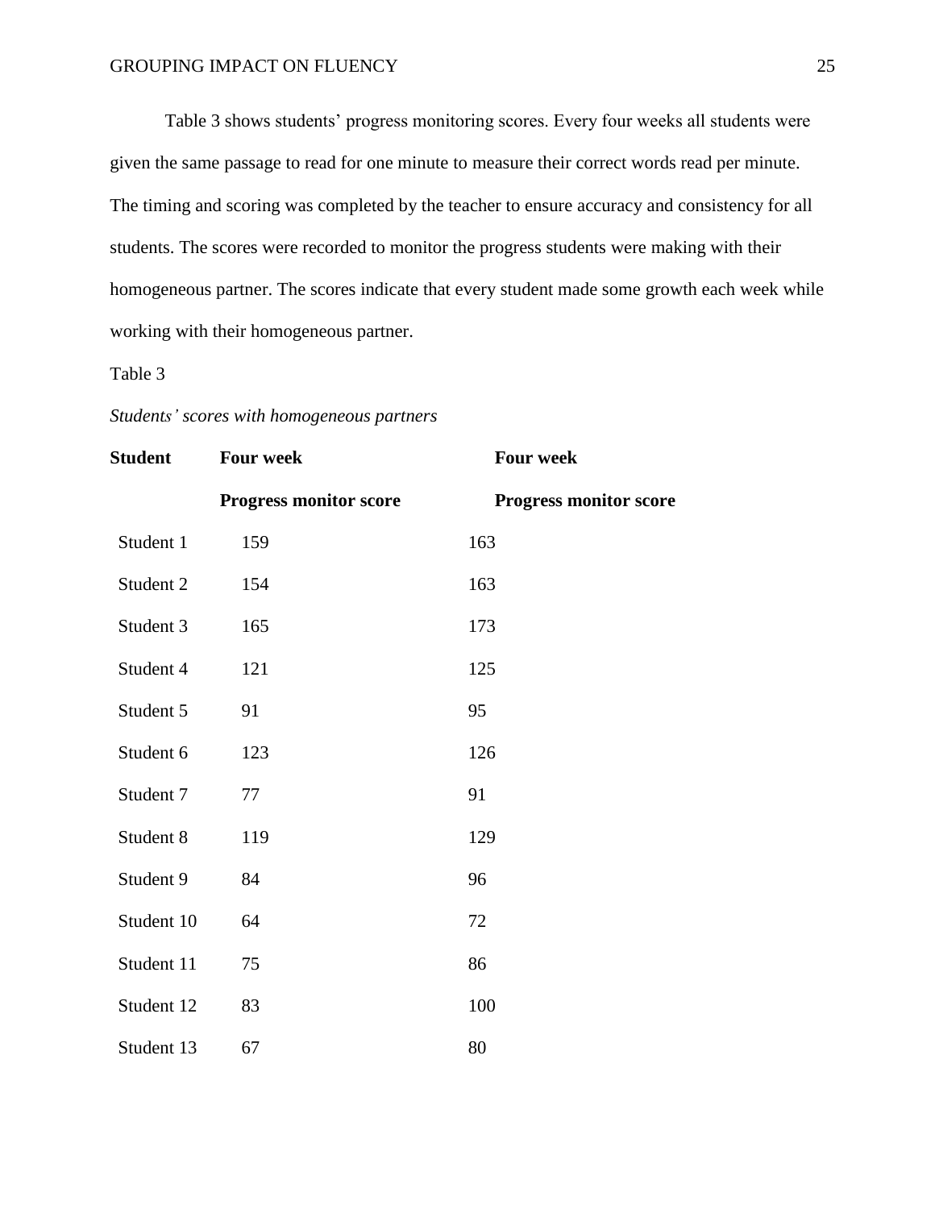Table 3 shows students' progress monitoring scores. Every four weeks all students were given the same passage to read for one minute to measure their correct words read per minute. The timing and scoring was completed by the teacher to ensure accuracy and consistency for all students. The scores were recorded to monitor the progress students were making with their homogeneous partner. The scores indicate that every student made some growth each week while working with their homogeneous partner.

Table 3

*Students' scores with homogeneous partners*

| **Student** | **Four week Progress monitor score** | **Four week Progress monitor score** |
|---|---|---|
| Student 1 | 159 | 163 |
| Student 2 | 154 | 163 |
| Student 3 | 165 | 173 |
| Student 4 | 121 | 125 |
| Student 5 | 91 | 95 |
| Student 6 | 123 | 126 |
| Student 7 | 77 | 91 |
| Student 8 | 119 | 129 |
| Student 9 | 84 | 96 |
| Student 10 | 64 | 72 |
| Student 11 | 75 | 86 |
| Student 12 | 83 | 100 |
| Student 13 | 67 | 80 |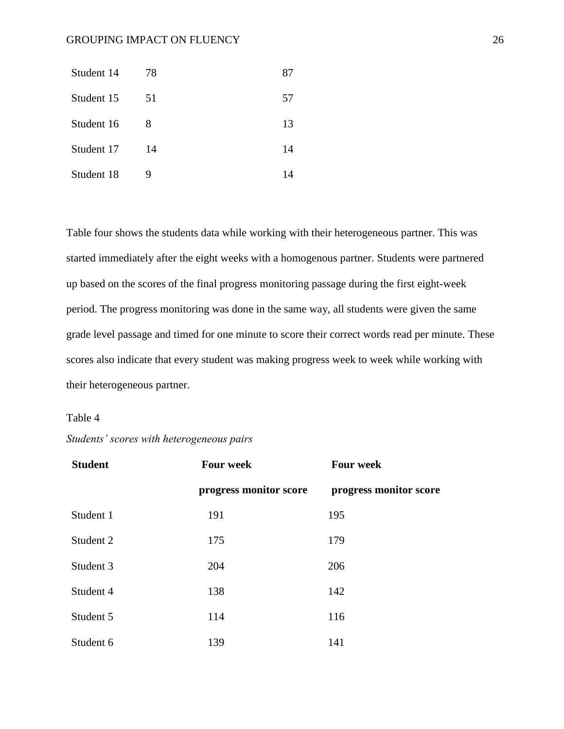| | | |
|---|---|---|
| Student 14 | 78 | 87 |
| Student 15 | 51 | 57 |
| Student 16 | 8 | 13 |
| Student 17 | 14 | 14 |
| Student 18 | 9 | 14 |

Table four shows the students data while working with their heterogeneous partner. This was started immediately after the eight weeks with a homogenous partner. Students were partnered up based on the scores of the final progress monitoring passage during the first eight-week period. The progress monitoring was done in the same way, all students were given the same grade level passage and timed for one minute to score their correct words read per minute. These scores also indicate that every student was making progress week to week while working with their heterogeneous partner.

Table 4

*Students' scores with heterogeneous pairs*

| **Student** | **Four week progress monitor score** | **Four week progress monitor score** |
|---|---|---|
| Student 1 | 191 | 195 |
| Student 2 | 175 | 179 |
| Student 3 | 204 | 206 |
| Student 4 | 138 | 142 |
| Student 5 | 114 | 116 |
| Student 6 | 139 | 141 |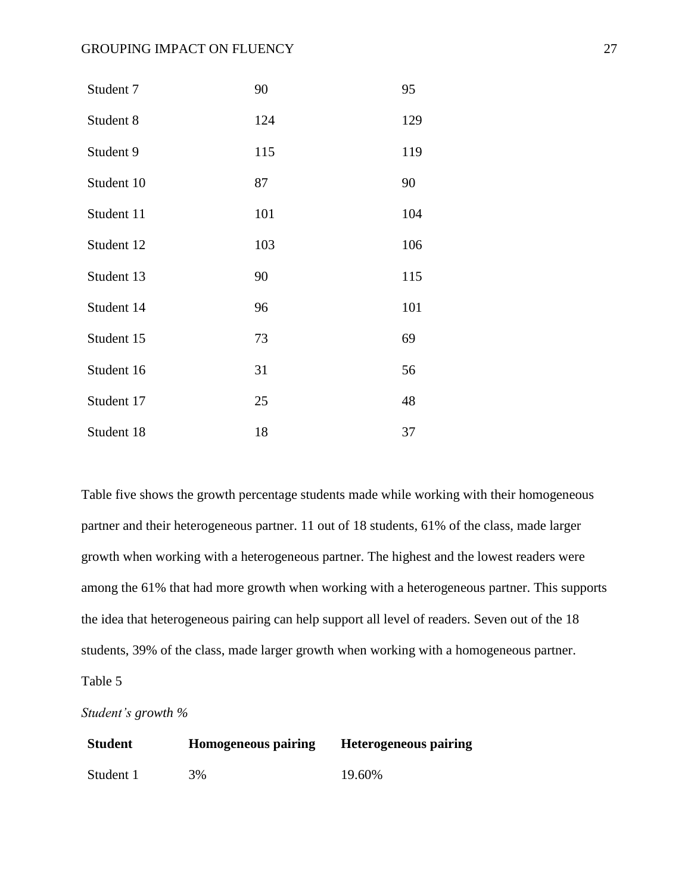| | | |
|---|---|---|
| Student 7 | 90 | 95 |
| Student 8 | 124 | 129 |
| Student 9 | 115 | 119 |
| Student 10 | 87 | 90 |
| Student 11 | 101 | 104 |
| Student 12 | 103 | 106 |
| Student 13 | 90 | 115 |
| Student 14 | 96 | 101 |
| Student 15 | 73 | 69 |
| Student 16 | 31 | 56 |
| Student 17 | 25 | 48 |
| Student 18 | 18 | 37 |

Table five shows the growth percentage students made while working with their homogeneous partner and their heterogeneous partner. 11 out of 18 students, 61% of the class, made larger growth when working with a heterogeneous partner. The highest and the lowest readers were among the 61% that had more growth when working with a heterogeneous partner. This supports the idea that heterogeneous pairing can help support all level of readers. Seven out of the 18 students, 39% of the class, made larger growth when working with a homogeneous partner.

Table 5

*Student's growth %*

| Student | Homogeneous pairing | Heterogeneous pairing |
|---|---|---|
| Student 1 | 3% | 19.60% |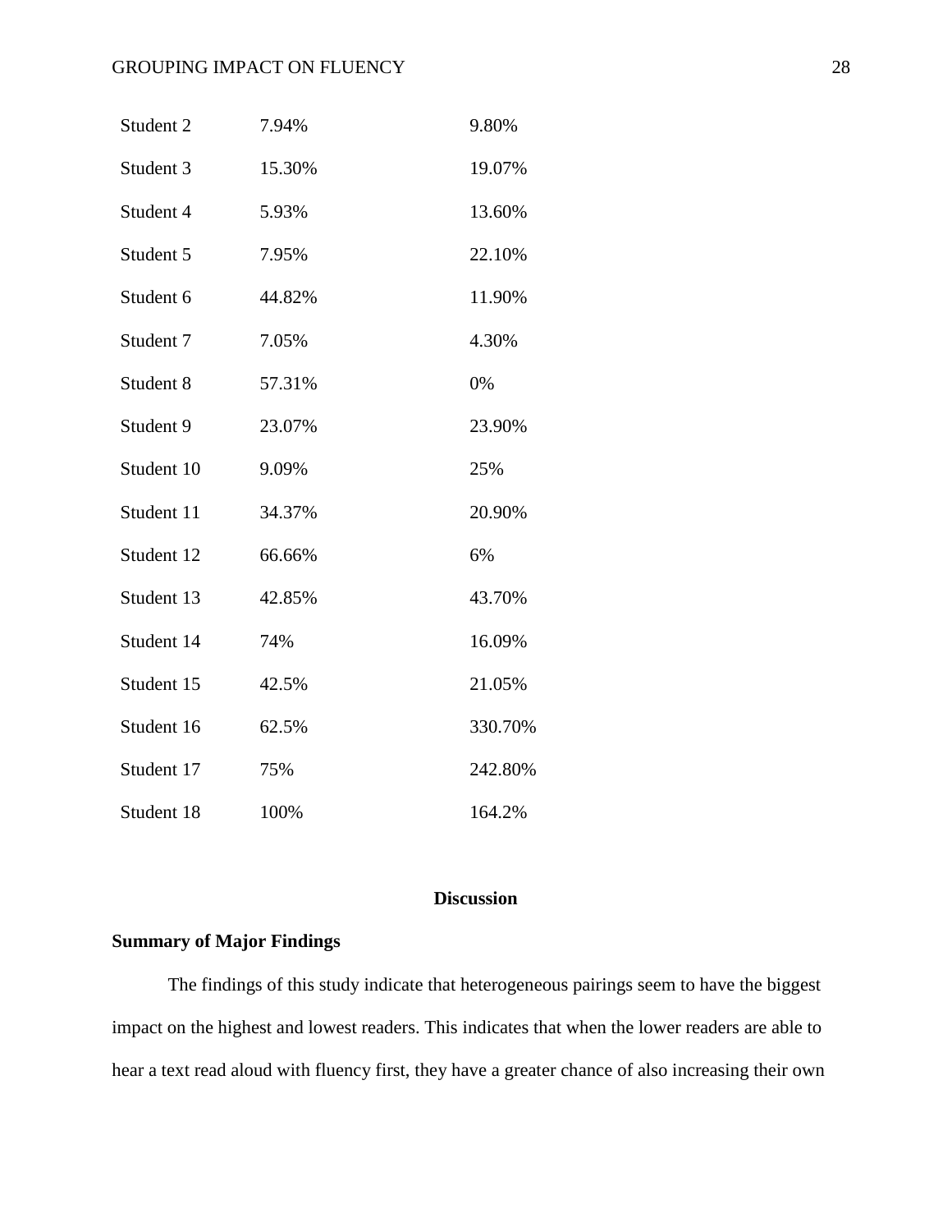| | | |
|---|---|---|
| Student 2 | 7.94% | 9.80% |
| Student 3 | 15.30% | 19.07% |
| Student 4 | 5.93% | 13.60% |
| Student 5 | 7.95% | 22.10% |
| Student 6 | 44.82% | 11.90% |
| Student 7 | 7.05% | 4.30% |
| Student 8 | 57.31% | 0% |
| Student 9 | 23.07% | 23.90% |
| Student 10 | 9.09% | 25% |
| Student 11 | 34.37% | 20.90% |
| Student 12 | 66.66% | 6% |
| Student 13 | 42.85% | 43.70% |
| Student 14 | 74% | 16.09% |
| Student 15 | 42.5% | 21.05% |
| Student 16 | 62.5% | 330.70% |
| Student 17 | 75% | 242.80% |
| Student 18 | 100% | 164.2% |

# Discussion

## Summary of Major Findings

The findings of this study indicate that heterogeneous pairings seem to have the biggest impact on the highest and lowest readers. This indicates that when the lower readers are able to hear a text read aloud with fluency first, they have a greater chance of also increasing their own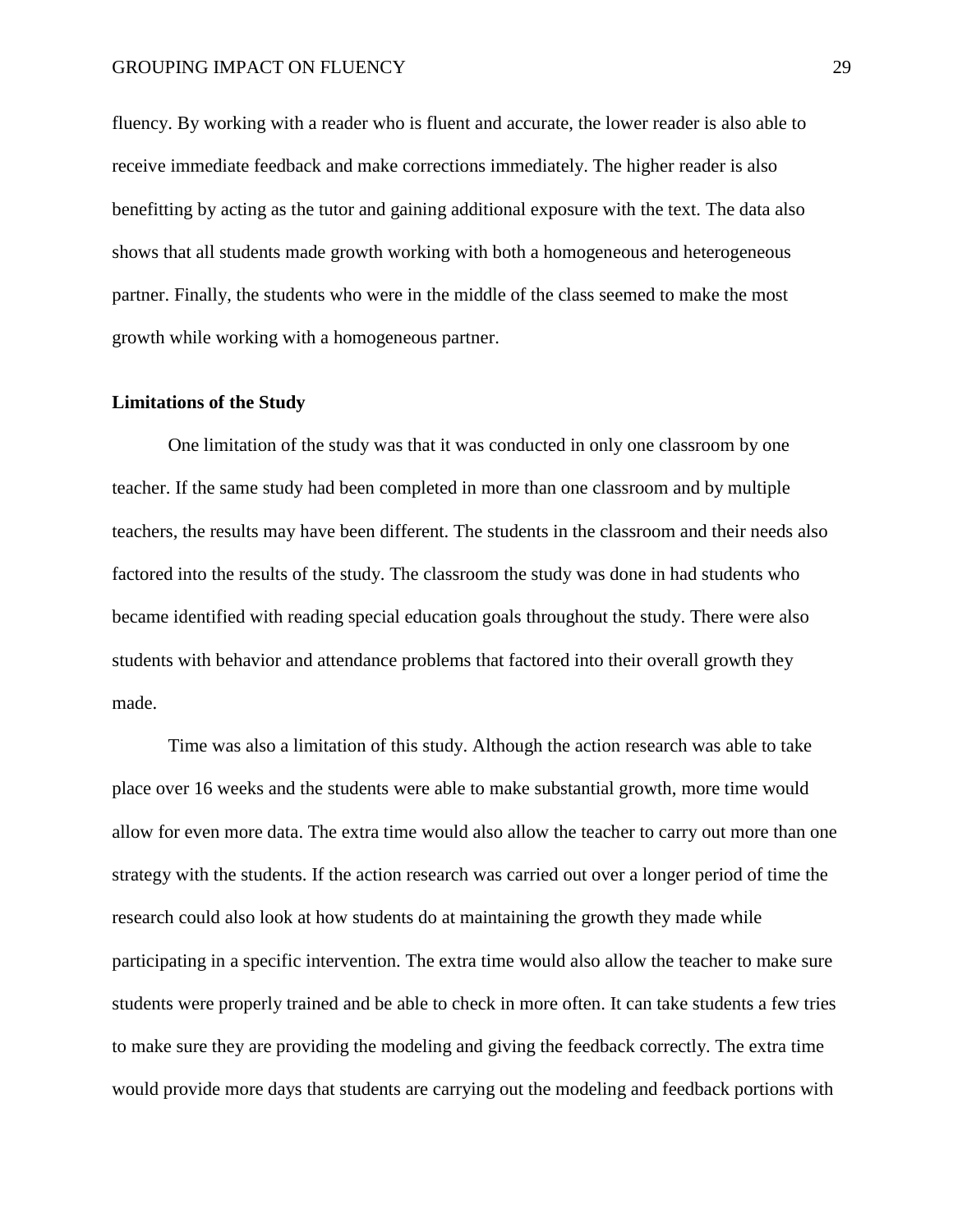fluency. By working with a reader who is fluent and accurate, the lower reader is also able to receive immediate feedback and make corrections immediately. The higher reader is also benefitting by acting as the tutor and gaining additional exposure with the text. The data also shows that all students made growth working with both a homogeneous and heterogeneous partner. Finally, the students who were in the middle of the class seemed to make the most growth while working with a homogeneous partner.

### Limitations of the Study

One limitation of the study was that it was conducted in only one classroom by one teacher. If the same study had been completed in more than one classroom and by multiple teachers, the results may have been different. The students in the classroom and their needs also factored into the results of the study. The classroom the study was done in had students who became identified with reading special education goals throughout the study. There were also students with behavior and attendance problems that factored into their overall growth they made.

Time was also a limitation of this study. Although the action research was able to take place over 16 weeks and the students were able to make substantial growth, more time would allow for even more data. The extra time would also allow the teacher to carry out more than one strategy with the students. If the action research was carried out over a longer period of time the research could also look at how students do at maintaining the growth they made while participating in a specific intervention. The extra time would also allow the teacher to make sure students were properly trained and be able to check in more often. It can take students a few tries to make sure they are providing the modeling and giving the feedback correctly. The extra time would provide more days that students are carrying out the modeling and feedback portions with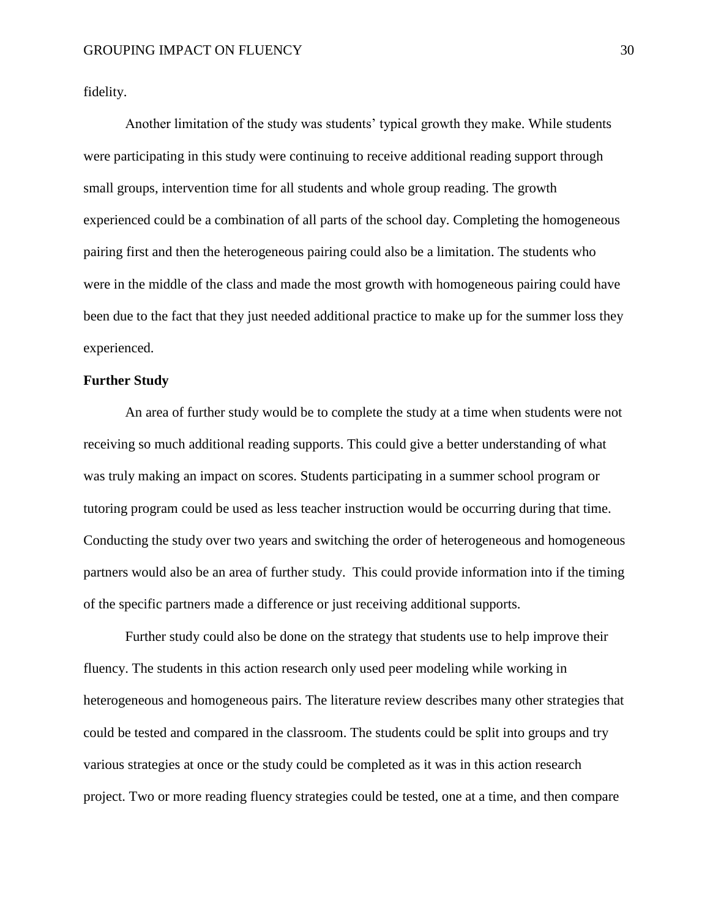fidelity.

Another limitation of the study was students' typical growth they make. While students were participating in this study were continuing to receive additional reading support through small groups, intervention time for all students and whole group reading. The growth experienced could be a combination of all parts of the school day. Completing the homogeneous pairing first and then the heterogeneous pairing could also be a limitation. The students who were in the middle of the class and made the most growth with homogeneous pairing could have been due to the fact that they just needed additional practice to make up for the summer loss they experienced.

**Further Study**

An area of further study would be to complete the study at a time when students were not receiving so much additional reading supports. This could give a better understanding of what was truly making an impact on scores. Students participating in a summer school program or tutoring program could be used as less teacher instruction would be occurring during that time. Conducting the study over two years and switching the order of heterogeneous and homogeneous partners would also be an area of further study. This could provide information into if the timing of the specific partners made a difference or just receiving additional supports.

Further study could also be done on the strategy that students use to help improve their fluency. The students in this action research only used peer modeling while working in heterogeneous and homogeneous pairs. The literature review describes many other strategies that could be tested and compared in the classroom. The students could be split into groups and try various strategies at once or the study could be completed as it was in this action research project. Two or more reading fluency strategies could be tested, one at a time, and then compare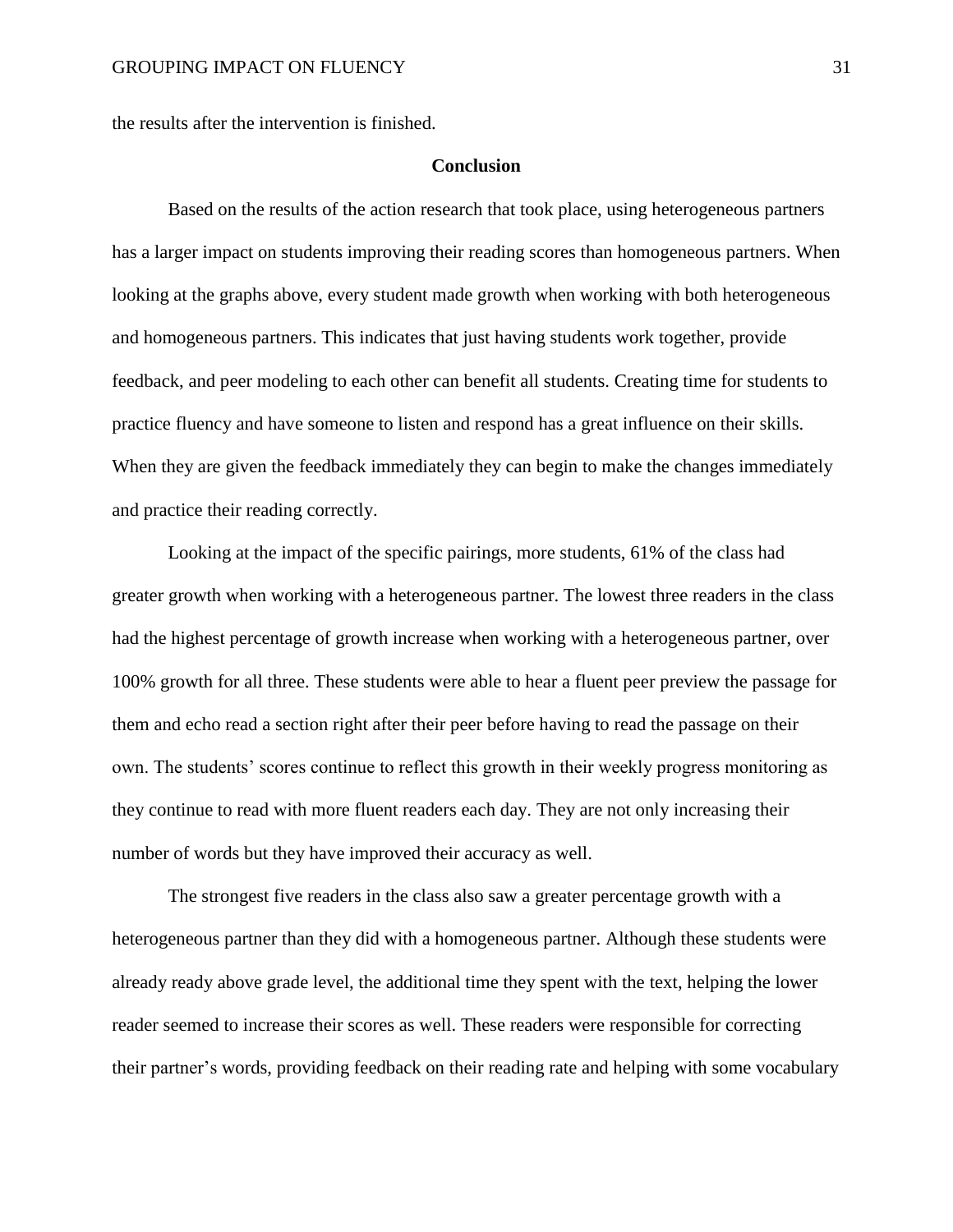the results after the intervention is finished.

## Conclusion

Based on the results of the action research that took place, using heterogeneous partners has a larger impact on students improving their reading scores than homogeneous partners. When looking at the graphs above, every student made growth when working with both heterogeneous and homogeneous partners. This indicates that just having students work together, provide feedback, and peer modeling to each other can benefit all students. Creating time for students to practice fluency and have someone to listen and respond has a great influence on their skills. When they are given the feedback immediately they can begin to make the changes immediately and practice their reading correctly.

Looking at the impact of the specific pairings, more students, 61% of the class had greater growth when working with a heterogeneous partner. The lowest three readers in the class had the highest percentage of growth increase when working with a heterogeneous partner, over 100% growth for all three. These students were able to hear a fluent peer preview the passage for them and echo read a section right after their peer before having to read the passage on their own. The students' scores continue to reflect this growth in their weekly progress monitoring as they continue to read with more fluent readers each day. They are not only increasing their number of words but they have improved their accuracy as well.

The strongest five readers in the class also saw a greater percentage growth with a heterogeneous partner than they did with a homogeneous partner. Although these students were already ready above grade level, the additional time they spent with the text, helping the lower reader seemed to increase their scores as well. These readers were responsible for correcting their partner's words, providing feedback on their reading rate and helping with some vocabulary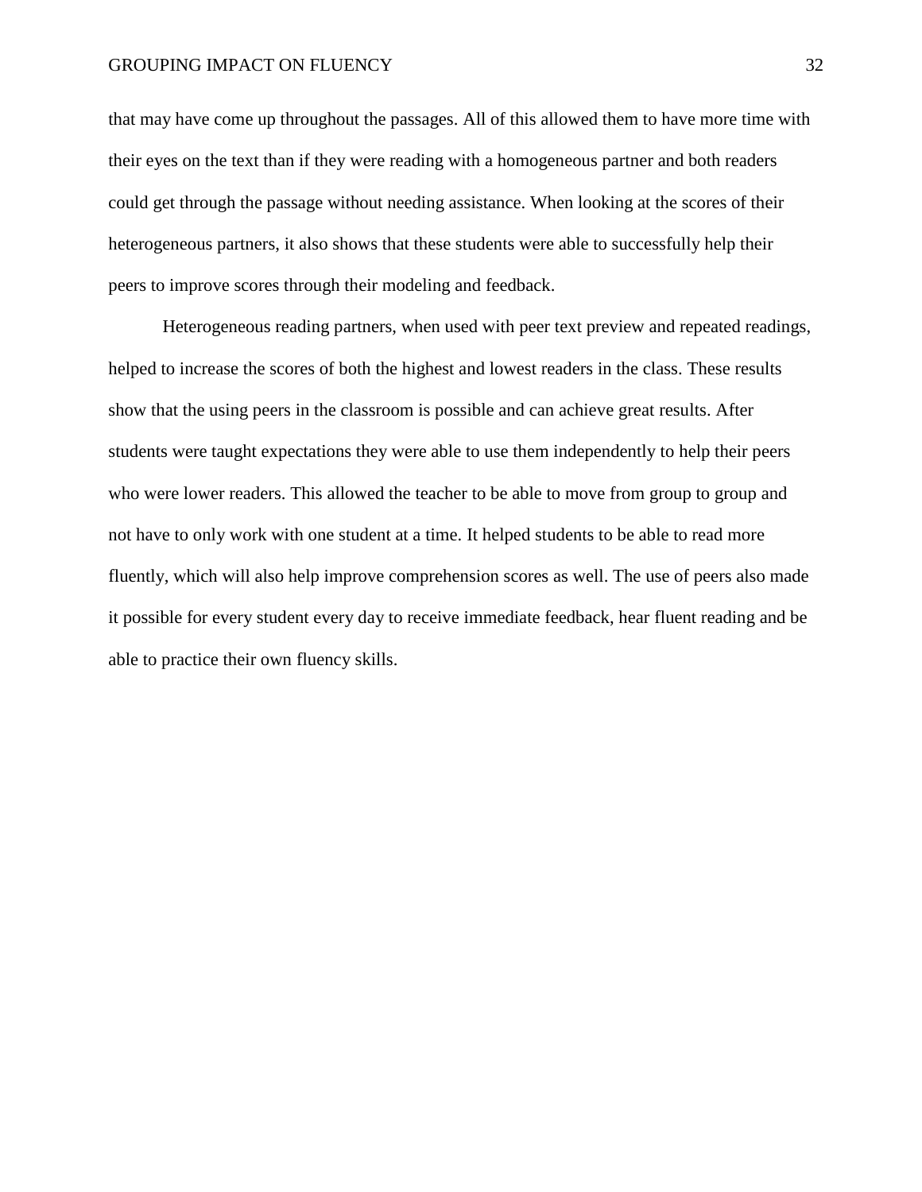that may have come up throughout the passages. All of this allowed them to have more time with their eyes on the text than if they were reading with a homogeneous partner and both readers could get through the passage without needing assistance. When looking at the scores of their heterogeneous partners, it also shows that these students were able to successfully help their peers to improve scores through their modeling and feedback.

Heterogeneous reading partners, when used with peer text preview and repeated readings, helped to increase the scores of both the highest and lowest readers in the class. These results show that the using peers in the classroom is possible and can achieve great results. After students were taught expectations they were able to use them independently to help their peers who were lower readers. This allowed the teacher to be able to move from group to group and not have to only work with one student at a time. It helped students to be able to read more fluently, which will also help improve comprehension scores as well. The use of peers also made it possible for every student every day to receive immediate feedback, hear fluent reading and be able to practice their own fluency skills.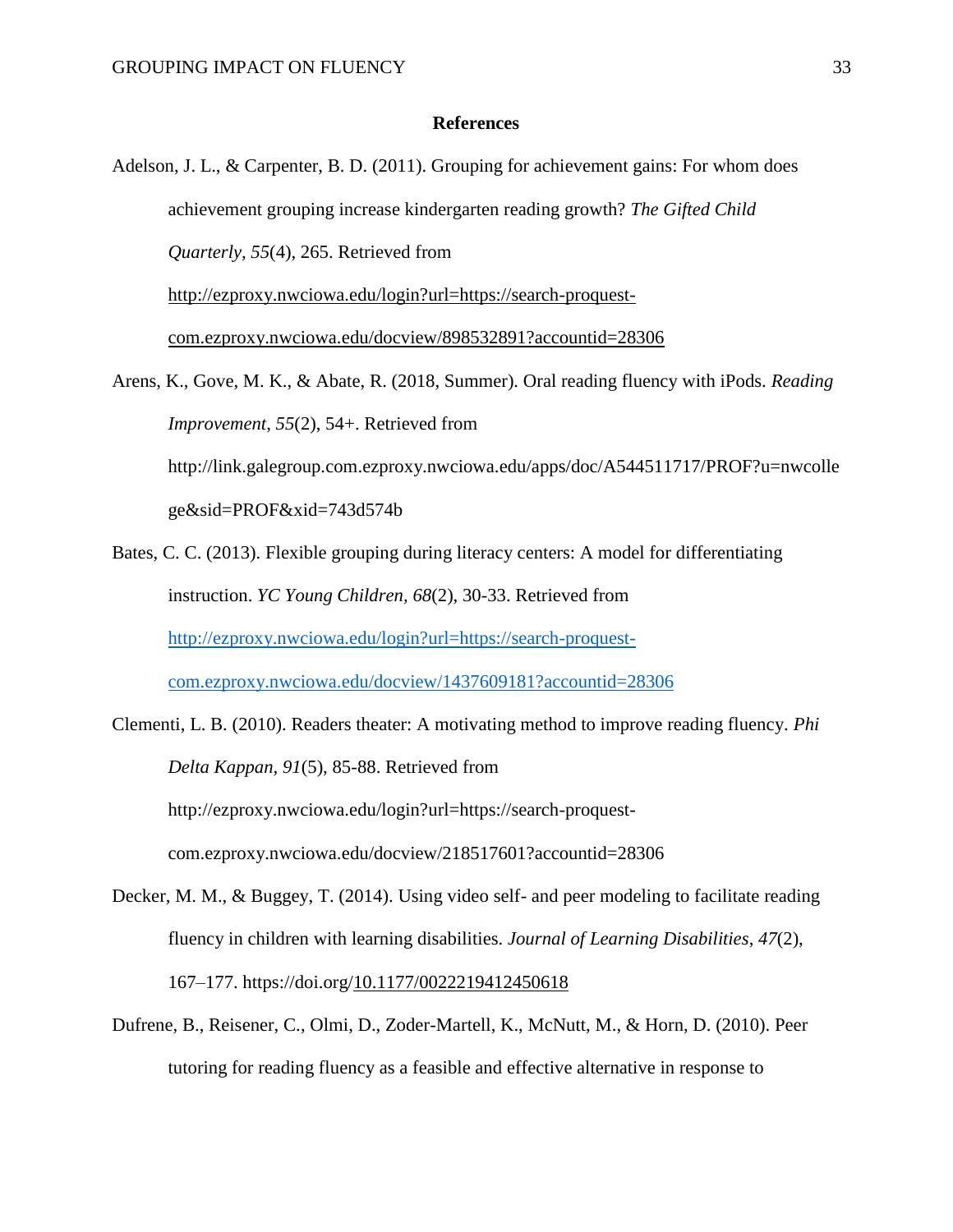# References

Adelson, J. L., & Carpenter, B. D. (2011). Grouping for achievement gains: For whom does achievement grouping increase kindergarten reading growth? *The Gifted Child Quarterly, 55*(4), 265. Retrieved from http://ezproxy.nwciowa.edu/login?url=https://search-proquest-com.ezproxy.nwciowa.edu/docview/898532891?accountid=28306

Arens, K., Gove, M. K., & Abate, R. (2018, Summer). Oral reading fluency with iPods. *Reading Improvement*, *55*(2), 54+. Retrieved from http://link.galegroup.com.ezproxy.nwciowa.edu/apps/doc/A544511717/PROF?u=nwcollege&sid=PROF&xid=743d574b

Bates, C. C. (2013). Flexible grouping during literacy centers: A model for differentiating instruction. *YC Young Children, 68*(2), 30-33. Retrieved from http://ezproxy.nwciowa.edu/login?url=https://search-proquest-com.ezproxy.nwciowa.edu/docview/1437609181?accountid=28306

Clementi, L. B. (2010). Readers theater: A motivating method to improve reading fluency. *Phi Delta Kappan, 91*(5), 85-88. Retrieved from http://ezproxy.nwciowa.edu/login?url=https://search-proquest-com.ezproxy.nwciowa.edu/docview/218517601?accountid=28306

Decker, M. M., & Buggey, T. (2014). Using video self- and peer modeling to facilitate reading fluency in children with learning disabilities. *Journal of Learning Disabilities*, *47*(2), 167–177. https://doi.org/10.1177/0022219412450618

Dufrene, B., Reisener, C., Olmi, D., Zoder-Martell, K., McNutt, M., & Horn, D. (2010). Peer tutoring for reading fluency as a feasible and effective alternative in response to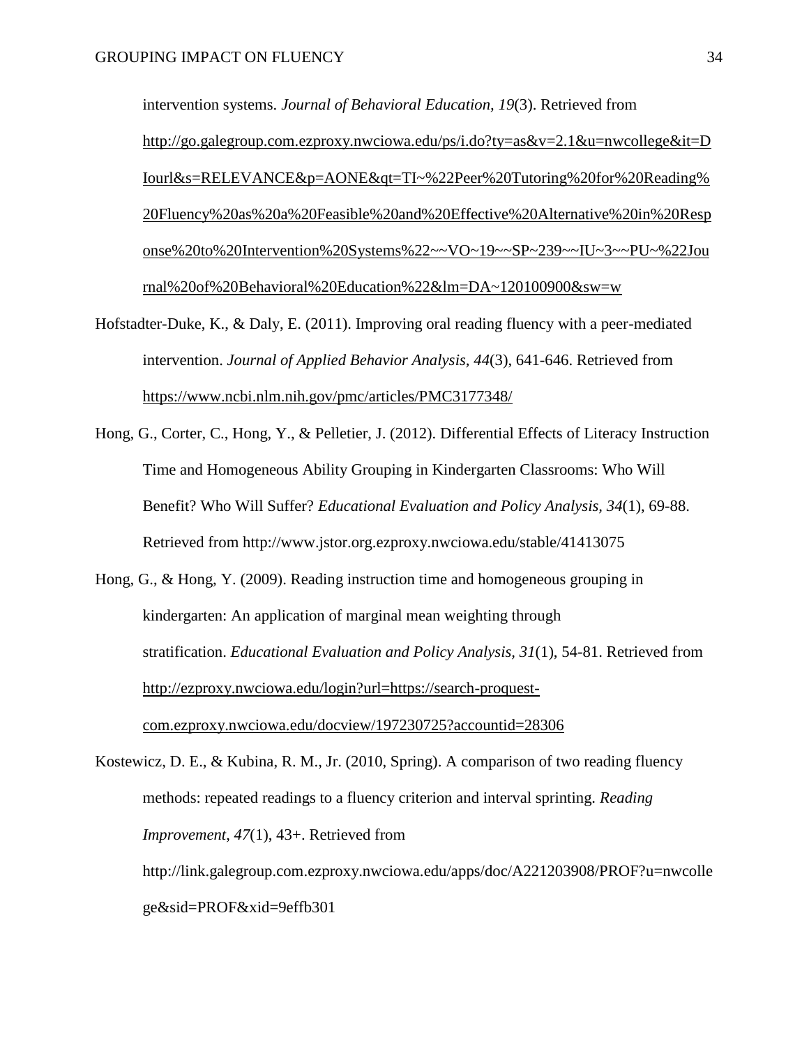intervention systems. *Journal of Behavioral Education, 19*(3). Retrieved from http://go.galegroup.com.ezproxy.nwciowa.edu/ps/i.do?ty=as&v=2.1&u=nwcollege&it=DIourl&s=RELEVANCE&p=AONE&qt=TI~%22Peer%20Tutoring%20for%20Reading%20Fluency%20as%20a%20Feasible%20and%20Effective%20Alternative%20in%20Response%20to%20Intervention%20Systems%22~~VO~19~~SP~239~~IU~3~~PU~%22Journal%20of%20Behavioral%20Education%22&lm=DA~120100900&sw=w

Hofstadter-Duke, K., & Daly, E. (2011). Improving oral reading fluency with a peer-mediated intervention. *Journal of Applied Behavior Analysis*, *44*(3), 641-646. Retrieved from https://www.ncbi.nlm.nih.gov/pmc/articles/PMC3177348/

Hong, G., Corter, C., Hong, Y., & Pelletier, J. (2012). Differential Effects of Literacy Instruction Time and Homogeneous Ability Grouping in Kindergarten Classrooms: Who Will Benefit? Who Will Suffer? *Educational Evaluation and Policy Analysis, 34*(1), 69-88. Retrieved from http://www.jstor.org.ezproxy.nwciowa.edu/stable/41413075

Hong, G., & Hong, Y. (2009). Reading instruction time and homogeneous grouping in kindergarten: An application of marginal mean weighting through stratification. *Educational Evaluation and Policy Analysis, 31*(1), 54-81. Retrieved from http://ezproxy.nwciowa.edu/login?url=https://search-proquest-com.ezproxy.nwciowa.edu/docview/197230725?accountid=28306

Kostewicz, D. E., & Kubina, R. M., Jr. (2010, Spring). A comparison of two reading fluency methods: repeated readings to a fluency criterion and interval sprinting. *Reading Improvement*, *47*(1), 43+. Retrieved from http://link.galegroup.com.ezproxy.nwciowa.edu/apps/doc/A221203908/PROF?u=nwcollege&sid=PROF&xid=9effb301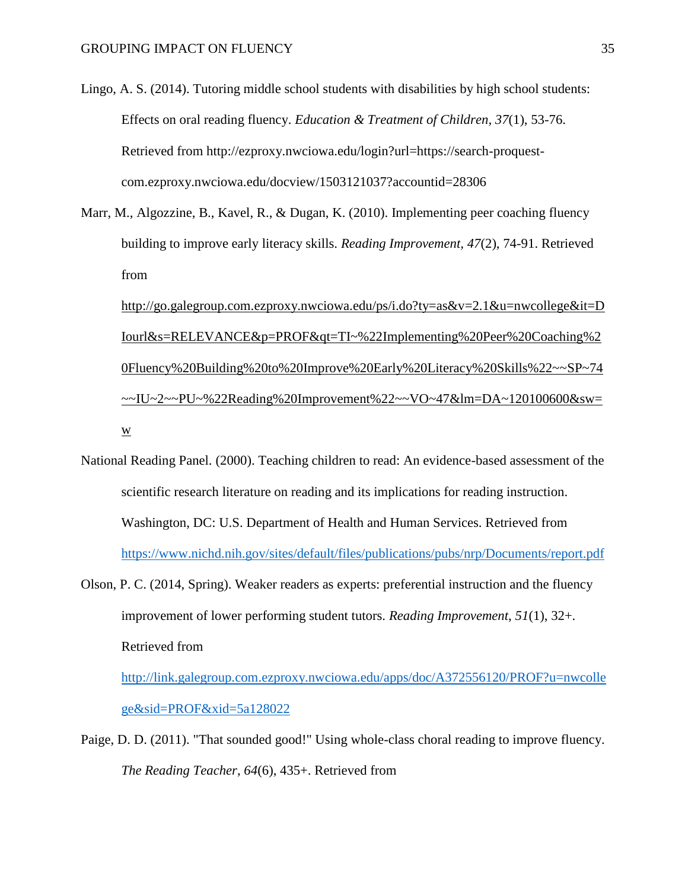Lingo, A. S. (2014). Tutoring middle school students with disabilities by high school students: Effects on oral reading fluency. *Education & Treatment of Children*, *37*(1), 53-76. Retrieved from http://ezproxy.nwciowa.edu/login?url=https://search-proquest-com.ezproxy.nwciowa.edu/docview/1503121037?accountid=28306

Marr, M., Algozzine, B., Kavel, R., & Dugan, K. (2010). Implementing peer coaching fluency building to improve early literacy skills. *Reading Improvement, 47*(2), 74-91. Retrieved from http://go.galegroup.com.ezproxy.nwciowa.edu/ps/i.do?ty=as&v=2.1&u=nwcollege&it=DIourl&s=RELEVANCE&p=PROF&qt=TI~%22Implementing%20Peer%20Coaching%20Fluency%20Building%20to%20Improve%20Early%20Literacy%20Skills%22~~SP~74~~IU~2~~PU~%22Reading%20Improvement%22~~VO~47&lm=DA~120100600&sw=w

National Reading Panel. (2000). Teaching children to read: An evidence-based assessment of the scientific research literature on reading and its implications for reading instruction. Washington, DC: U.S. Department of Health and Human Services. Retrieved from https://www.nichd.nih.gov/sites/default/files/publications/pubs/nrp/Documents/report.pdf

Olson, P. C. (2014, Spring). Weaker readers as experts: preferential instruction and the fluency improvement of lower performing student tutors. *Reading Improvement*, *51*(1), 32+. Retrieved from http://link.galegroup.com.ezproxy.nwciowa.edu/apps/doc/A372556120/PROF?u=nwcollege&sid=PROF&xid=5a128022

Paige, D. D. (2011). "That sounded good!" Using whole-class choral reading to improve fluency. *The Reading Teacher*, *64*(6), 435+. Retrieved from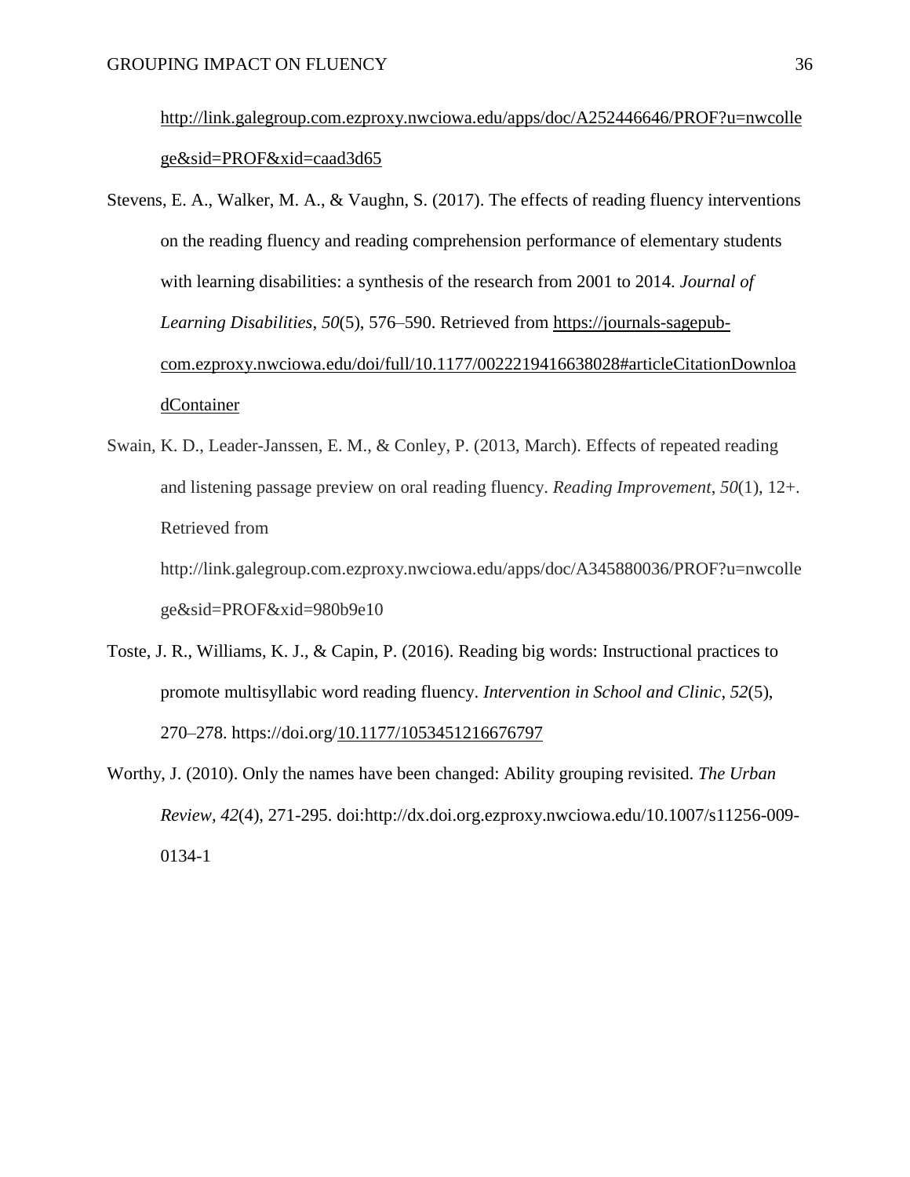http://link.galegroup.com.ezproxy.nwciowa.edu/apps/doc/A252446646/PROF?u=nwcollege&sid=PROF&xid=caad3d65

Stevens, E. A., Walker, M. A., & Vaughn, S. (2017). The effects of reading fluency interventions on the reading fluency and reading comprehension performance of elementary students with learning disabilities: a synthesis of the research from 2001 to 2014. *Journal of Learning Disabilities*, *50*(5), 576–590. Retrieved from https://journals-sagepub-com.ezproxy.nwciowa.edu/doi/full/10.1177/0022219416638028#articleCitationDownloadContainer

Swain, K. D., Leader-Janssen, E. M., & Conley, P. (2013, March). Effects of repeated reading and listening passage preview on oral reading fluency. *Reading Improvement*, *50*(1), 12+. Retrieved from http://link.galegroup.com.ezproxy.nwciowa.edu/apps/doc/A345880036/PROF?u=nwcollege&sid=PROF&xid=980b9e10

Toste, J. R., Williams, K. J., & Capin, P. (2016). Reading big words: Instructional practices to promote multisyllabic word reading fluency. *Intervention in School and Clinic*, *52*(5), 270–278. https://doi.org/10.1177/1053451216676797

Worthy, J. (2010). Only the names have been changed: Ability grouping revisited. *The Urban Review*, *42*(4), 271-295. doi:http://dx.doi.org.ezproxy.nwciowa.edu/10.1007/s11256-009-0134-1